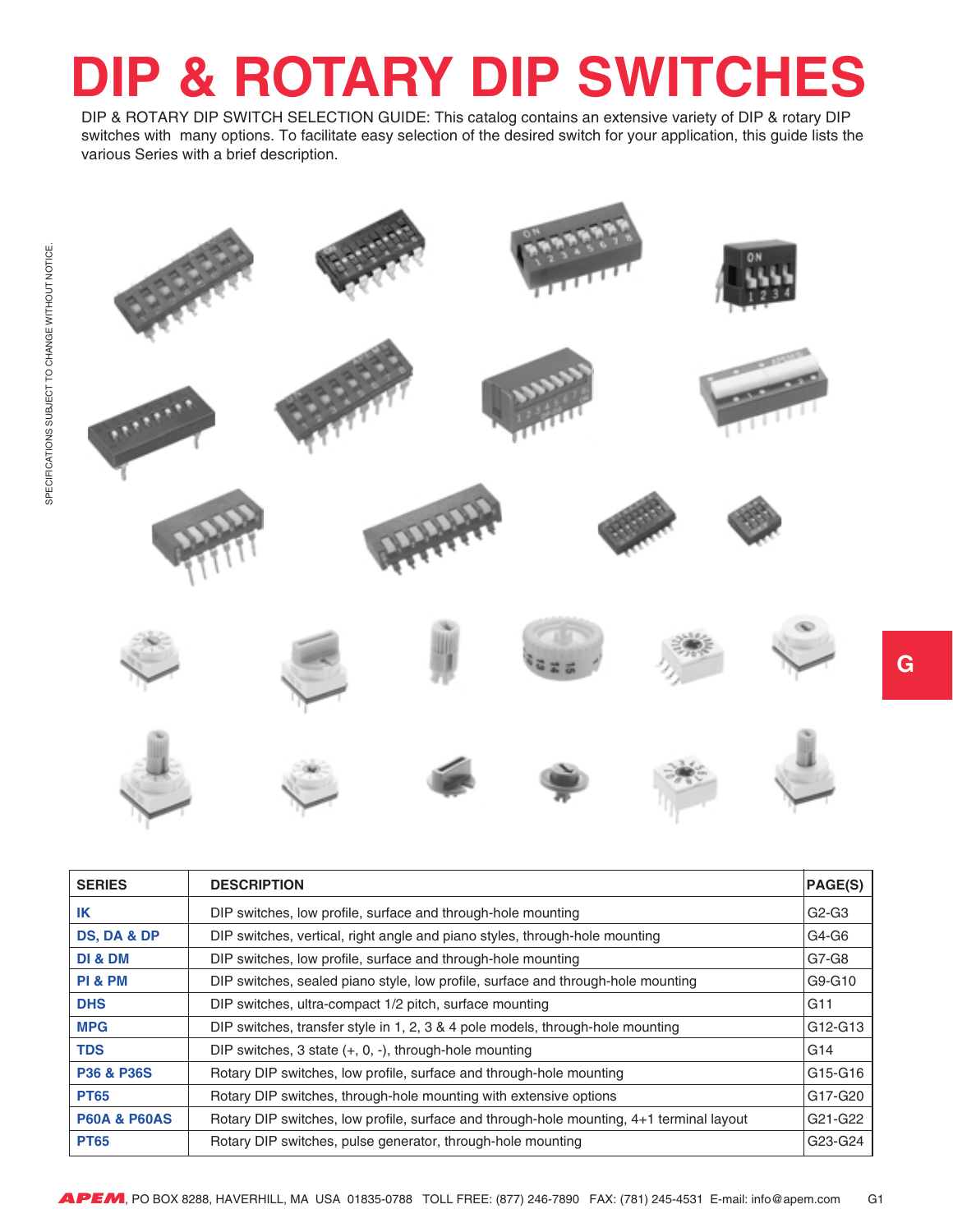# DIP & ROTARY DIP SWITCHES

DIP & ROTARY DIP SWITCH SELECTION GUIDE: This catalog contains an extensive variety of DIP & rotary DIP switches with many options. To facilitate easy selection of the desired switch for your application, this guide lists the various Series with a brief description.

SPECIFICATIONS SUBJECT TO CHANGE WITHOUT NOTICE.

| SERIES | DESCRIPTION | PAGE(S) |
|---|---|---|
| IK | DIP switches, low profile, surface and through-hole mounting | G2-G3 |
| DS, DA & DP | DIP switches, vertical, right angle and piano styles, through-hole mounting | G4-G6 |
| DI & DM | DIP switches, low profile, surface and through-hole mounting | G7-G8 |
| PI & PM | DIP switches, sealed piano style, low profile, surface and through-hole mounting | G9-G10 |
| DHS | DIP switches, ultra-compact 1/2 pitch, surface mounting | G11 |
| MPG | DIP switches, transfer style in 1, 2, 3 & 4 pole models, through-hole mounting | G12-G13 |
| TDS | DIP switches, 3 state (+, 0, -), through-hole mounting | G14 |
| P36 & P36S | Rotary DIP switches, low profile, surface and through-hole mounting | G15-G16 |
| PT65 | Rotary DIP switches, through-hole mounting with extensive options | G17-G20 |
| P60A & P60AS | Rotary DIP switches, low profile, surface and through-hole mounting, 4+1 terminal layout | G21-G22 |
| PT65 | Rotary DIP switches, pulse generator, through-hole mounting | G23-G24 |

APEM, PO BOX 8288, HAVERHILL, MA USA 01835-0788 TOLL FREE: (877) 246-7890 FAX: (781) 245-4531 E-mail: info@apem.com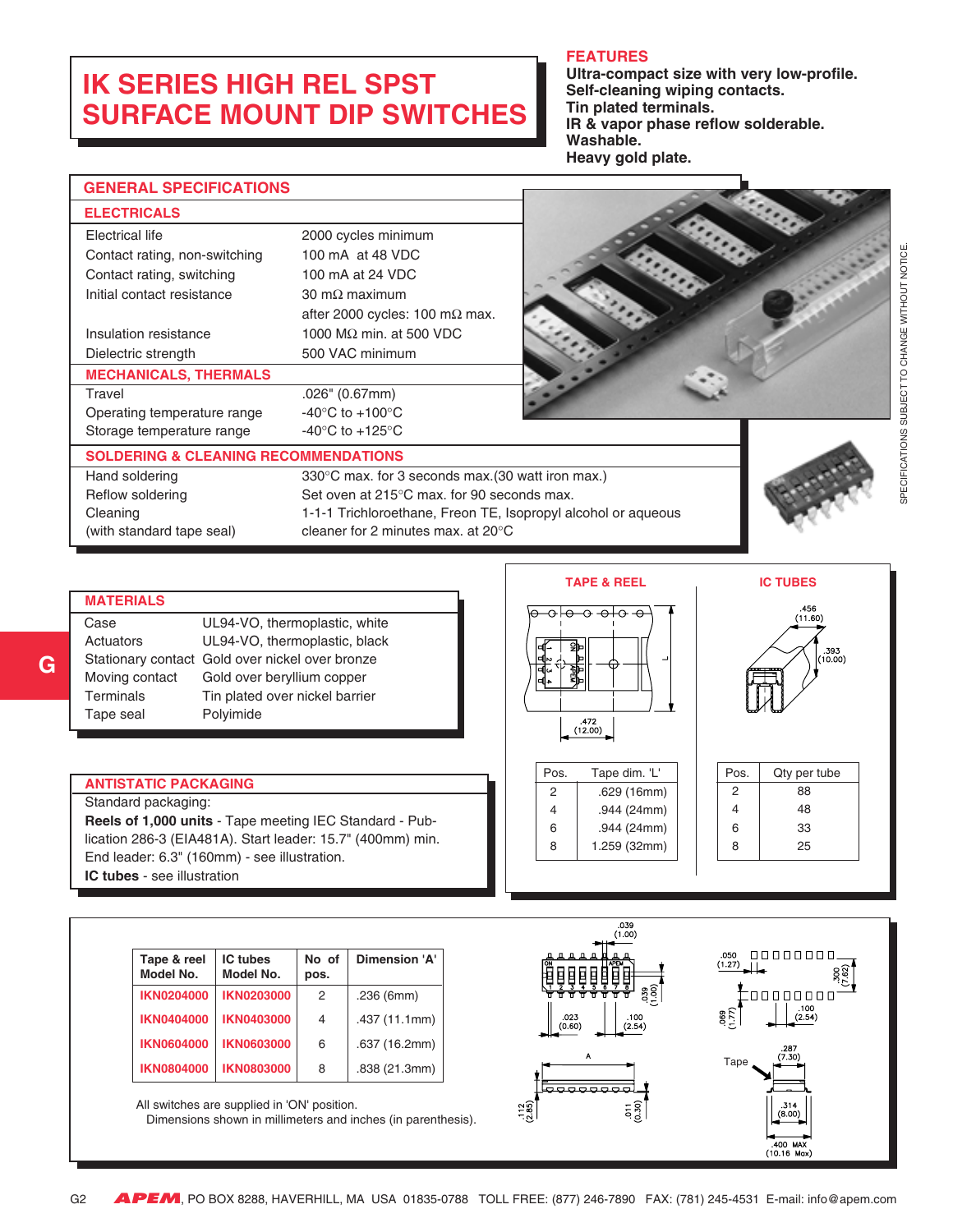# IK SERIES HIGH REL SPST SURFACE MOUNT DIP SWITCHES

## FEATURES

**Ultra-compact size with very low-profile.**
**Self-cleaning wiping contacts.**
**Tin plated terminals.**
**IR & vapor phase reflow solderable.**
**Washable.**
**Heavy gold plate.**

## GENERAL SPECIFICATIONS

### ELECTRICALS

| | |
|---|---|
| Electrical life | 2000 cycles minimum |
| Contact rating, non-switching | 100 mA at 48 VDC |
| Contact rating, switching | 100 mA at 24 VDC |
| Initial contact resistance | 30 mΩ maximum |
| | after 2000 cycles: 100 mΩ max. |
| Insulation resistance | 1000 MΩ min. at 500 VDC |
| Dielectric strength | 500 VAC minimum |

### MECHANICALS, THERMALS

| | |
|---|---|
| Travel | .026" (0.67mm) |
| Operating temperature range | -40°C to +100°C |
| Storage temperature range | -40°C to +125°C |

### SOLDERING & CLEANING RECOMMENDATIONS

| | |
|---|---|
| Hand soldering | 330°C max. for 3 seconds max.(30 watt iron max.) |
| Reflow soldering | Set oven at 215°C max. for 90 seconds max. |
| Cleaning (with standard tape seal) | 1-1-1 Trichloroethane, Freon TE, Isopropyl alcohol or aqueous cleaner for 2 minutes max. at 20°C |

## MATERIALS

| | |
|---|---|
| Case | UL94-VO, thermoplastic, white |
| Actuators | UL94-VO, thermoplastic, black |
| Stationary contact | Gold over nickel over bronze |
| Moving contact | Gold over beryllium copper |
| Terminals | Tin plated over nickel barrier |
| Tape seal | Polyimide |

## ANTISTATIC PACKAGING

Standard packaging:
**Reels of 1,000 units** - Tape meeting IEC Standard - Publication 286-3 (EIA481A). Start leader: 15.7" (400mm) min. End leader: 6.3" (160mm) - see illustration.
**IC tubes** - see illustration

### TAPE & REEL

| Pos. | Tape dim. 'L' |
|---|---|
| 2 | .629 (16mm) |
| 4 | .944 (24mm) |
| 6 | .944 (24mm) |
| 8 | 1.259 (32mm) |

### IC TUBES

| Pos. | Qty per tube |
|---|---|
| 2 | 88 |
| 4 | 48 |
| 6 | 33 |
| 8 | 25 |

| Tape & reel Model No. | IC tubes Model No. | No of pos. | Dimension 'A' |
|---|---|---|---|
| IKN0204000 | IKN0203000 | 2 | .236 (6mm) |
| IKN0404000 | IKN0403000 | 4 | .437 (11.1mm) |
| IKN0604000 | IKN0603000 | 6 | .637 (16.2mm) |
| IKN0804000 | IKN0803000 | 8 | .838 (21.3mm) |

All switches are supplied in 'ON' position.
Dimensions shown in millimeters and inches (in parenthesis).

SPECIFICATIONS SUBJECT TO CHANGE WITHOUT NOTICE.

APEM, PO BOX 8288, HAVERHILL, MA USA 01835-0788 TOLL FREE: (877) 246-7890 FAX: (781) 245-4531 E-mail: info@apem.com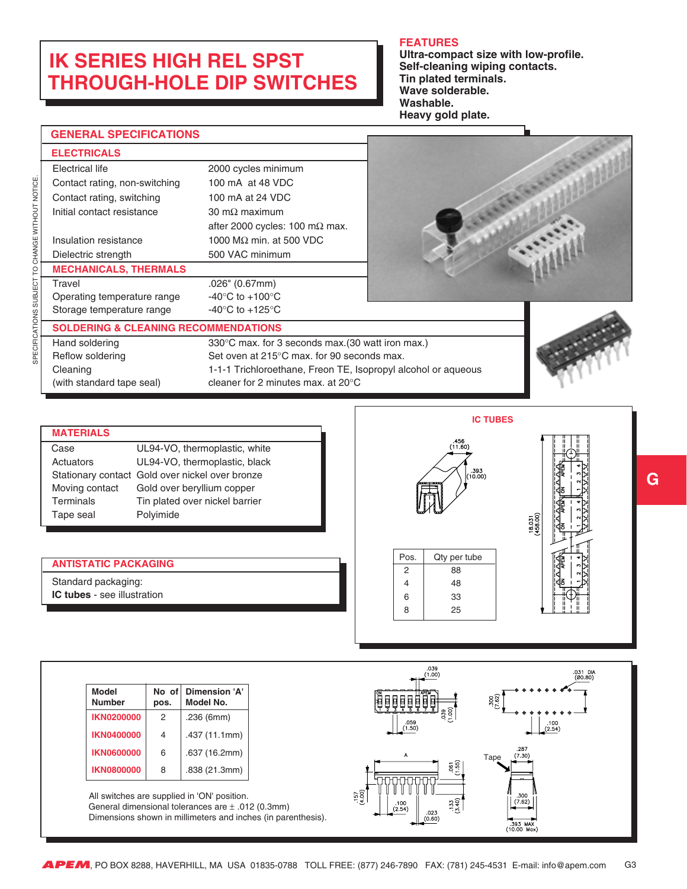# IK SERIES HIGH REL SPST THROUGH-HOLE DIP SWITCHES

## FEATURES

**Ultra-compact size with low-profile.**
**Self-cleaning wiping contacts.**
**Tin plated terminals.**
**Wave solderable.**
**Washable.**
**Heavy gold plate.**

## GENERAL SPECIFICATIONS

### ELECTRICALS

| | |
|---|---|
| Electrical life | 2000 cycles minimum |
| Contact rating, non-switching | 100 mA at 48 VDC |
| Contact rating, switching | 100 mA at 24 VDC |
| Initial contact resistance | 30 mΩ maximum |
| | after 2000 cycles: 100 mΩ max. |
| Insulation resistance | 1000 MΩ min. at 500 VDC |
| Dielectric strength | 500 VAC minimum |

### MECHANICALS, THERMALS

| | |
|---|---|
| Travel | .026" (0.67mm) |
| Operating temperature range | -40°C to +100°C |
| Storage temperature range | -40°C to +125°C |

### SOLDERING & CLEANING RECOMMENDATIONS

| | |
|---|---|
| Hand soldering | 330°C max. for 3 seconds max.(30 watt iron max.) |
| Reflow soldering | Set oven at 215°C max. for 90 seconds max. |
| Cleaning (with standard tape seal) | 1-1-1 Trichloroethane, Freon TE, Isopropyl alcohol or aqueous cleaner for 2 minutes max. at 20°C |

SPECIFICATIONS SUBJECT TO CHANGE WITHOUT NOTICE.

## MATERIALS

| | |
|---|---|
| Case | UL94-VO, thermoplastic, white |
| Actuators | UL94-VO, thermoplastic, black |
| Stationary contact | Gold over nickel over bronze |
| Moving contact | Gold over beryllium copper |
| Terminals | Tin plated over nickel barrier |
| Tape seal | Polyimide |

## ANTISTATIC PACKAGING

Standard packaging:
**IC tubes** - see illustration

## IC TUBES

.456 (11.60)
.393 (10.00)
18.031 (458.00)

| Pos. | Qty per tube |
|---|---|
| 2 | 88 |
| 4 | 48 |
| 6 | 33 |
| 8 | 25 |

G

| Model Number | No of pos. | Dimension 'A' Model No. |
|---|---|---|
| IKN0200000 | 2 | .236 (6mm) |
| IKN0400000 | 4 | .437 (11.1mm) |
| IKN0600000 | 6 | .637 (16.2mm) |
| IKN0800000 | 8 | .838 (21.3mm) |

All switches are supplied in 'ON' position.
General dimensional tolerances are ± .012 (0.3mm)
Dimensions shown in millimeters and inches (in parenthesis).

.039 (1.00) .059 (1.50) .039 (1.00) .300 (7.62) .031 DIA (Ø0.80) .100 (2.54) A .061 (1.55) .157 (4.00) .100 (2.54) .023 (0.60) .133 (3.40) Tape .287 (7.30) .300 (7.62) .393 MAX (10.00 Max)

**APEM**, PO BOX 8288, HAVERHILL, MA USA 01835-0788 TOLL FREE: (877) 246-7890 FAX: (781) 245-4531 E-mail: info@apem.com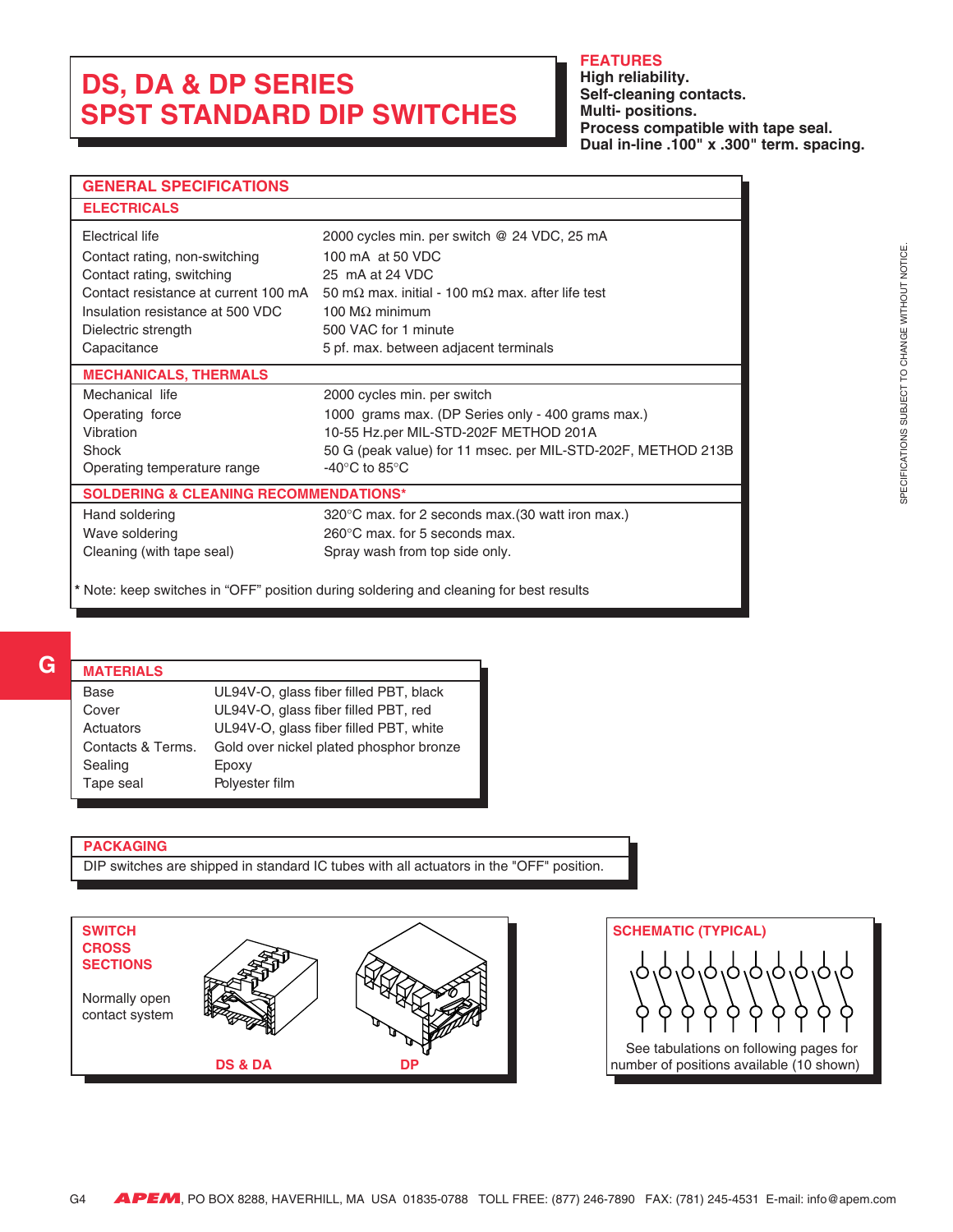# DS, DA & DP SERIES
# SPST STANDARD DIP SWITCHES

**FEATURES**

**High reliability.**
**Self-cleaning contacts.**
**Multi- positions.**
**Process compatible with tape seal.**
**Dual in-line .100" x .300" term. spacing.**

## GENERAL SPECIFICATIONS

### ELECTRICALS

| | |
|---|---|
| Electrical life | 2000 cycles min. per switch @ 24 VDC, 25 mA |
| Contact rating, non-switching | 100 mA at 50 VDC |
| Contact rating, switching | 25 mA at 24 VDC |
| Contact resistance at current 100 mA | 50 mΩ max. initial - 100 mΩ max. after life test |
| Insulation resistance at 500 VDC | 100 MΩ minimum |
| Dielectric strength | 500 VAC for 1 minute |
| Capacitance | 5 pf. max. between adjacent terminals |

### MECHANICALS, THERMALS

| | |
|---|---|
| Mechanical life | 2000 cycles min. per switch |
| Operating force | 1000 grams max. (DP Series only - 400 grams max.) |
| Vibration | 10-55 Hz.per MIL-STD-202F METHOD 201A |
| Shock | 50 G (peak value) for 11 msec. per MIL-STD-202F, METHOD 213B |
| Operating temperature range | -40°C to 85°C |

### SOLDERING & CLEANING RECOMMENDATIONS*

| | |
|---|---|
| Hand soldering | 320°C max. for 2 seconds max.(30 watt iron max.) |
| Wave soldering | 260°C max. for 5 seconds max. |
| Cleaning (with tape seal) | Spray wash from top side only. |

* Note: keep switches in "OFF" position during soldering and cleaning for best results

SPECIFICATIONS SUBJECT TO CHANGE WITHOUT NOTICE.

## MATERIALS

| | |
|---|---|
| Base | UL94V-O, glass fiber filled PBT, black |
| Cover | UL94V-O, glass fiber filled PBT, red |
| Actuators | UL94V-O, glass fiber filled PBT, white |
| Contacts & Terms. | Gold over nickel plated phosphor bronze |
| Sealing | Epoxy |
| Tape seal | Polyester film |

## PACKAGING

DIP switches are shipped in standard IC tubes with all actuators in the "OFF" position.

## SWITCH CROSS SECTIONS

Normally open contact system

DS & DA DP

## SCHEMATIC (TYPICAL)

See tabulations on following pages for number of positions available (10 shown)

APEM, PO BOX 8288, HAVERHILL, MA USA 01835-0788 TOLL FREE: (877) 246-7890 FAX: (781) 245-4531 E-mail: info@apem.com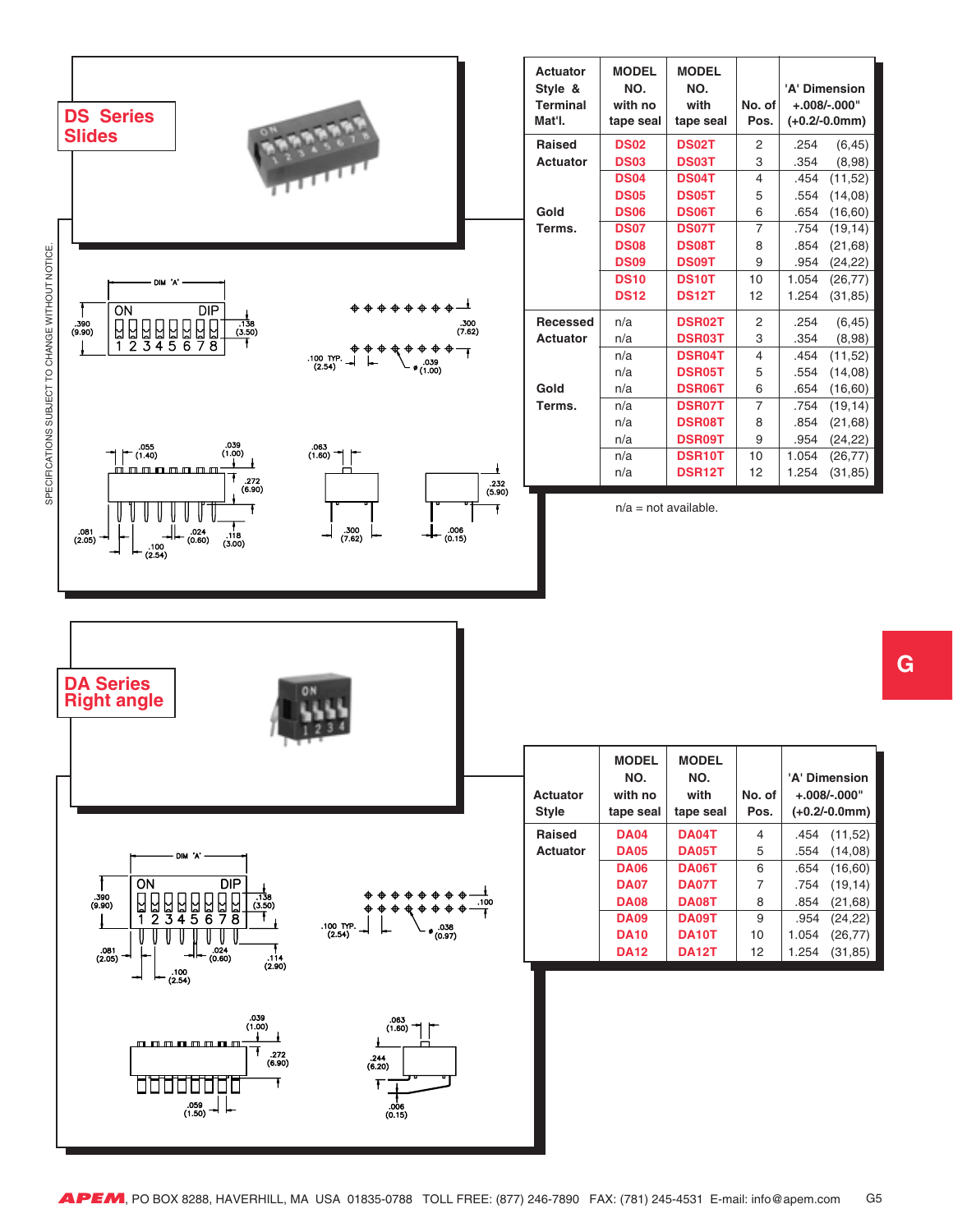## DS Series Slides

| Actuator Style & Terminal Mat'l. | MODEL NO. with no tape seal | MODEL NO. with tape seal | No. of Pos. | 'A' Dimension +.008/-.000" (+0.2/-0.0mm) |
|---|---|---|---|---|
| Raised Actuator | DS02 | DS02T | 2 | .254 (6,45) |
| | DS03 | DS03T | 3 | .354 (8,98) |
| | DS04 | DS04T | 4 | .454 (11,52) |
| | DS05 | DS05T | 5 | .554 (14,08) |
| Gold | DS06 | DS06T | 6 | .654 (16,60) |
| Terms. | DS07 | DS07T | 7 | .754 (19,14) |
| | DS08 | DS08T | 8 | .854 (21,68) |
| | DS09 | DS09T | 9 | .954 (24,22) |
| | DS10 | DS10T | 10 | 1.054 (26,77) |
| | DS12 | DS12T | 12 | 1.254 (31,85) |
| Recessed Actuator | n/a | DSR02T | 2 | .254 (6,45) |
| | n/a | DSR03T | 3 | .354 (8,98) |
| | n/a | DSR04T | 4 | .454 (11,52) |
| | n/a | DSR05T | 5 | .554 (14,08) |
| Gold | n/a | DSR06T | 6 | .654 (16,60) |
| Terms. | n/a | DSR07T | 7 | .754 (19,14) |
| | n/a | DSR08T | 8 | .854 (21,68) |
| | n/a | DSR09T | 9 | .954 (24,22) |
| | n/a | DSR10T | 10 | 1.054 (26,77) |
| | n/a | DSR12T | 12 | 1.254 (31,85) |

n/a = not available.

## DA Series Right angle

| Actuator Style | MODEL NO. with no tape seal | MODEL NO. with tape seal | No. of Pos. | 'A' Dimension +.008/-.000" (+0.2/-0.0mm) |
|---|---|---|---|---|
| Raised Actuator | DA04 | DA04T | 4 | .454 (11,52) |
| | DA05 | DA05T | 5 | .554 (14,08) |
| | DA06 | DA06T | 6 | .654 (16,60) |
| | DA07 | DA07T | 7 | .754 (19,14) |
| | DA08 | DA08T | 8 | .854 (21,68) |
| | DA09 | DA09T | 9 | .954 (24,22) |
| | DA10 | DA10T | 10 | 1.054 (26,77) |
| | DA12 | DA12T | 12 | 1.254 (31,85) |

SPECIFICATIONS SUBJECT TO CHANGE WITHOUT NOTICE.

APEM, PO BOX 8288, HAVERHILL, MA USA 01835-0788 TOLL FREE: (877) 246-7890 FAX: (781) 245-4531 E-mail: info@apem.com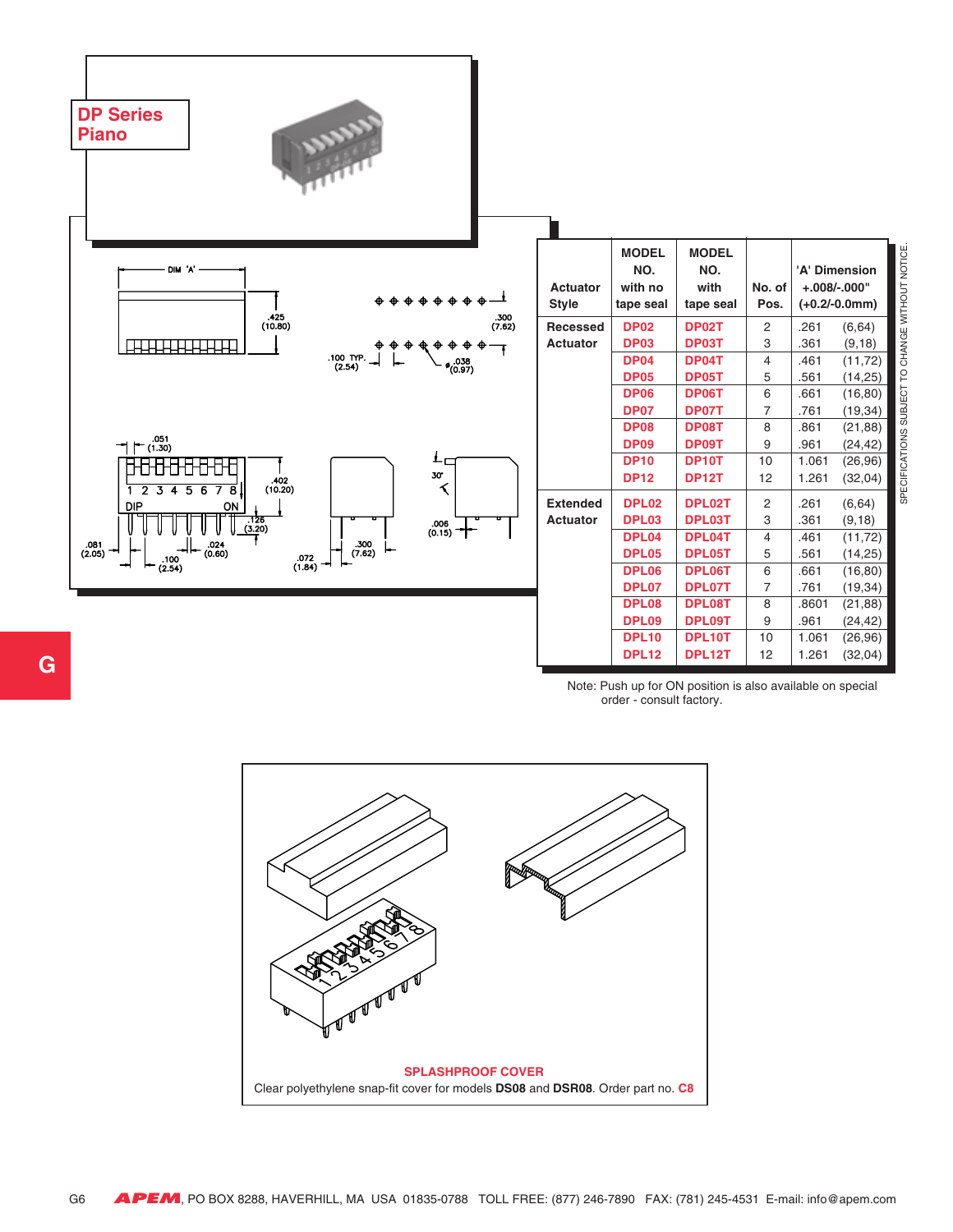# DP Series Piano

| Actuator Style | MODEL NO. with no tape seal | MODEL NO. with tape seal | No. of Pos. | 'A' Dimension +.008/-.000" (+0.2/-0.0mm) |
|---|---|---|---|---|
| Recessed Actuator | DP02 | DP02T | 2 | .261 (6,64) |
| | DP03 | DP03T | 3 | .361 (9,18) |
| | DP04 | DP04T | 4 | .461 (11,72) |
| | DP05 | DP05T | 5 | .561 (14,25) |
| | DP06 | DP06T | 6 | .661 (16,80) |
| | DP07 | DP07T | 7 | .761 (19,34) |
| | DP08 | DP08T | 8 | .861 (21,88) |
| | DP09 | DP09T | 9 | .961 (24,42) |
| | DP10 | DP10T | 10 | 1.061 (26,96) |
| | DP12 | DP12T | 12 | 1.261 (32,04) |
| Extended Actuator | DPL02 | DPL02T | 2 | .261 (6,64) |
| | DPL03 | DPL03T | 3 | .361 (9,18) |
| | DPL04 | DPL04T | 4 | .461 (11,72) |
| | DPL05 | DPL05T | 5 | .561 (14,25) |
| | DPL06 | DPL06T | 6 | .661 (16,80) |
| | DPL07 | DPL07T | 7 | .761 (19,34) |
| | DPL08 | DPL08T | 8 | .8601 (21,88) |
| | DPL09 | DPL09T | 9 | .961 (24,42) |
| | DPL10 | DPL10T | 10 | 1.061 (26,96) |
| | DPL12 | DPL12T | 12 | 1.261 (32,04) |

Note: Push up for ON position is also available on special order - consult factory.

SPECIFICATIONS SUBJECT TO CHANGE WITHOUT NOTICE.

**SPLASHPROOF COVER**

Clear polyethylene snap-fit cover for models **DS08** and **DSR08**. Order part no. **C8**

G

APEM, PO BOX 8288, HAVERHILL, MA USA 01835-0788 TOLL FREE: (877) 246-7890 FAX: (781) 245-4531 E-mail: info@apem.com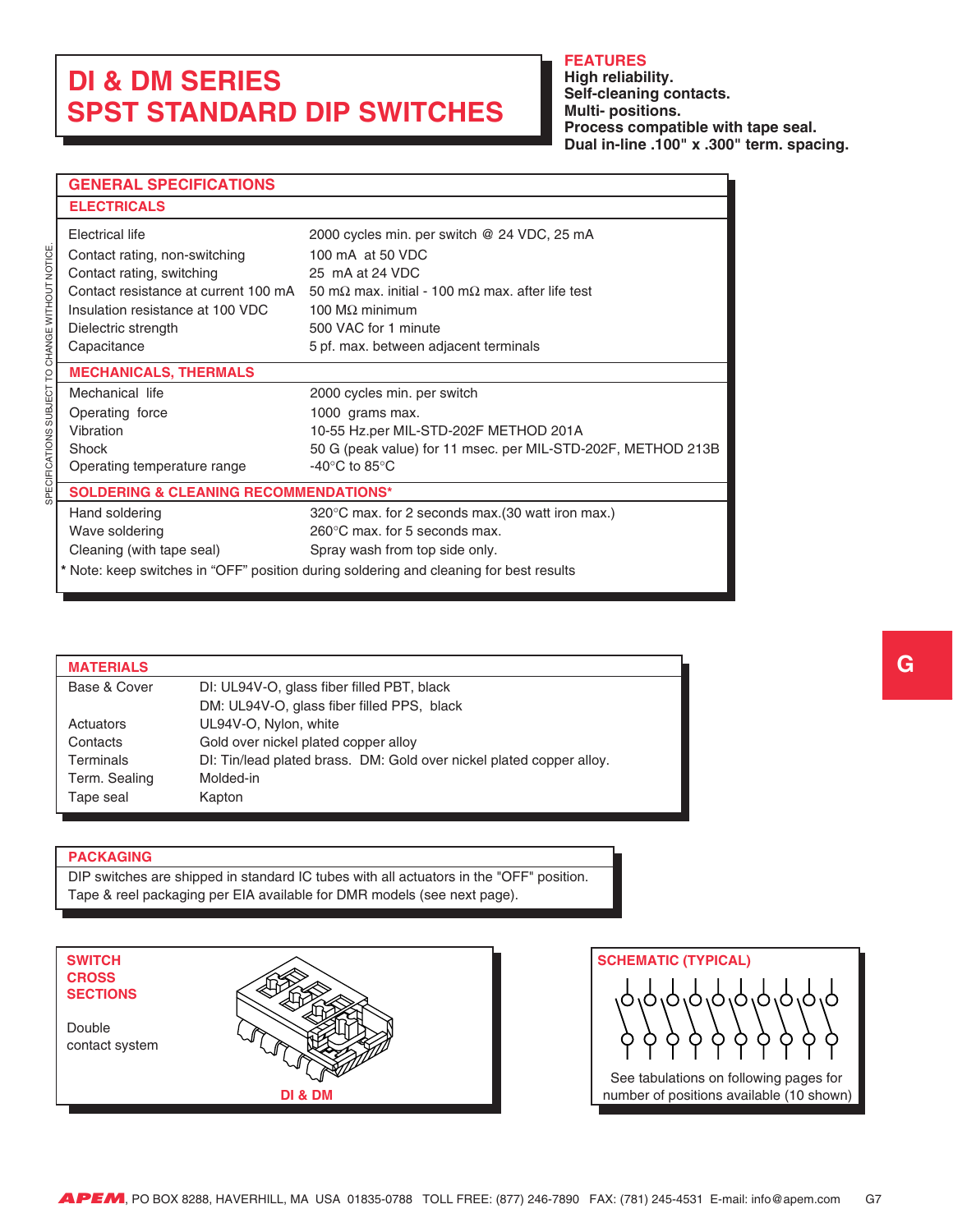# DI & DM SERIES
# SPST STANDARD DIP SWITCHES

**FEATURES**

**High reliability.**
**Self-cleaning contacts.**
**Multi- positions.**
**Process compatible with tape seal.**
**Dual in-line .100" x .300" term. spacing.**

SPECIFICATIONS SUBJECT TO CHANGE WITHOUT NOTICE.

## GENERAL SPECIFICATIONS

### ELECTRICALS

| | |
|---|---|
| Electrical life | 2000 cycles min. per switch @ 24 VDC, 25 mA |
| Contact rating, non-switching | 100 mA at 50 VDC |
| Contact rating, switching | 25 mA at 24 VDC |
| Contact resistance at current 100 mA | 50 mΩ max. initial - 100 mΩ max. after life test |
| Insulation resistance at 100 VDC | 100 MΩ minimum |
| Dielectric strength | 500 VAC for 1 minute |
| Capacitance | 5 pf. max. between adjacent terminals |

### MECHANICALS, THERMALS

| | |
|---|---|
| Mechanical life | 2000 cycles min. per switch |
| Operating force | 1000 grams max. |
| Vibration | 10-55 Hz.per MIL-STD-202F METHOD 201A |
| Shock | 50 G (peak value) for 11 msec. per MIL-STD-202F, METHOD 213B |
| Operating temperature range | -40°C to 85°C |

### SOLDERING & CLEANING RECOMMENDATIONS*

| | |
|---|---|
| Hand soldering | 320°C max. for 2 seconds max.(30 watt iron max.) |
| Wave soldering | 260°C max. for 5 seconds max. |
| Cleaning (with tape seal) | Spray wash from top side only. |

* Note: keep switches in “OFF” position during soldering and cleaning for best results

## MATERIALS

| | |
|---|---|
| Base & Cover | DI: UL94V-O, glass fiber filled PBT, black |
| | DM: UL94V-O, glass fiber filled PPS, black |
| Actuators | UL94V-O, Nylon, white |
| Contacts | Gold over nickel plated copper alloy |
| Terminals | DI: Tin/lead plated brass. DM: Gold over nickel plated copper alloy. |
| Term. Sealing | Molded-in |
| Tape seal | Kapton |

## PACKAGING

DIP switches are shipped in standard IC tubes with all actuators in the "OFF" position.
Tape & reel packaging per EIA available for DMR models (see next page).

## SWITCH CROSS SECTIONS

Double contact system

DI & DM

## SCHEMATIC (TYPICAL)

See tabulations on following pages for number of positions available (10 shown)

G

APEM, PO BOX 8288, HAVERHILL, MA USA 01835-0788 TOLL FREE: (877) 246-7890 FAX: (781) 245-4531 E-mail: info@apem.com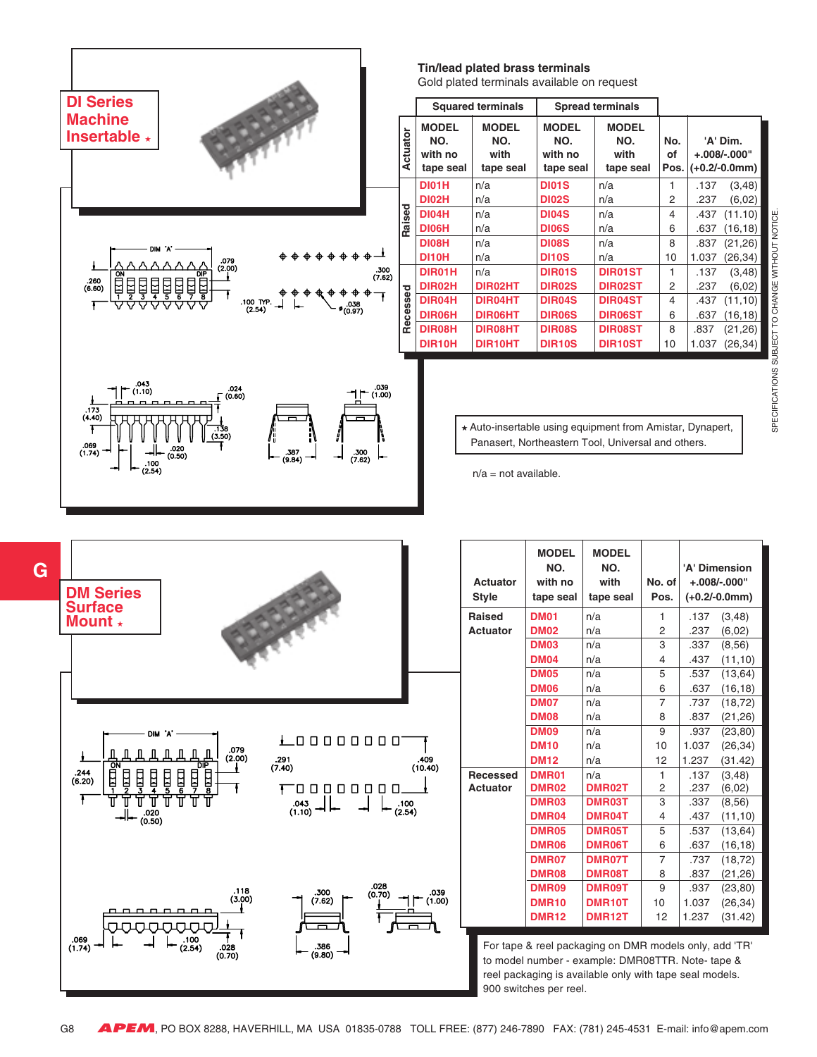## DI Series Machine Insertable ⋆

**Tin/lead plated brass terminals**
Gold plated terminals available on request

| Actuator | Squared terminals: MODEL NO. with no tape seal | Squared terminals: MODEL NO. with tape seal | Spread terminals: MODEL NO. with no tape seal | Spread terminals: MODEL NO. with tape seal | No. of Pos. | 'A' Dim. +.008/-.000" (+0.2/-0.0mm) |
|---|---|---|---|---|---|---|
| Raised | DI01H | n/a | DI01S | n/a | 1 | .137 (3,48) |
| | DI02H | n/a | DI02S | n/a | 2 | .237 (6,02) |
| | DI04H | n/a | DI04S | n/a | 4 | .437 (11.10) |
| | DI06H | n/a | DI06S | n/a | 6 | .637 (16,18) |
| | DI08H | n/a | DI08S | n/a | 8 | .837 (21,26) |
| | DI10H | n/a | DI10S | n/a | 10 | 1.037 (26,34) |
| Recessed | DIR01H | n/a | DIR01S | DIR01ST | 1 | .137 (3,48) |
| | DIR02H | DIR02HT | DIR02S | DIR02ST | 2 | .237 (6,02) |
| | DIR04H | DIR04HT | DIR04S | DIR04ST | 4 | .437 (11,10) |
| | DIR06H | DIR06HT | DIR06S | DIR06ST | 6 | .637 (16,18) |
| | DIR08H | DIR08HT | DIR08S | DIR08ST | 8 | .837 (21,26) |
| | DIR10H | DIR10HT | DIR10S | DIR10ST | 10 | 1.037 (26,34) |

⋆ Auto-insertable using equipment from Amistar, Dynapert, Panasert, Northeastern Tool, Universal and others.

n/a = not available.

## DM Series Surface Mount ⋆

| Actuator Style | MODEL NO. with no tape seal | MODEL NO. with tape seal | No. of Pos. | 'A' Dimension +.008/-.000" (+0.2/-0.0mm) |
|---|---|---|---|---|
| Raised Actuator | DM01 | n/a | 1 | .137 (3,48) |
| | DM02 | n/a | 2 | .237 (6,02) |
| | DM03 | n/a | 3 | .337 (8,56) |
| | DM04 | n/a | 4 | .437 (11,10) |
| | DM05 | n/a | 5 | .537 (13,64) |
| | DM06 | n/a | 6 | .637 (16,18) |
| | DM07 | n/a | 7 | .737 (18,72) |
| | DM08 | n/a | 8 | .837 (21,26) |
| | DM09 | n/a | 9 | .937 (23,80) |
| | DM10 | n/a | 10 | 1.037 (26,34) |
| | DM12 | n/a | 12 | 1.237 (31.42) |
| Recessed Actuator | DMR01 | n/a | 1 | .137 (3,48) |
| | DMR02 | DMR02T | 2 | .237 (6,02) |
| | DMR03 | DMR03T | 3 | .337 (8,56) |
| | DMR04 | DMR04T | 4 | .437 (11,10) |
| | DMR05 | DMR05T | 5 | .537 (13,64) |
| | DMR06 | DMR06T | 6 | .637 (16,18) |
| | DMR07 | DMR07T | 7 | .737 (18,72) |
| | DMR08 | DMR08T | 8 | .837 (21,26) |
| | DMR09 | DMR09T | 9 | .937 (23,80) |
| | DMR10 | DMR10T | 10 | 1.037 (26,34) |
| | DMR12 | DMR12T | 12 | 1.237 (31.42) |

For tape & reel packaging on DMR models only, add 'TR' to model number - example: DMR08TTR. Note- tape & reel packaging is available only with tape seal models. 900 switches per reel.

SPECIFICATIONS SUBJECT TO CHANGE WITHOUT NOTICE.

APEM, PO BOX 8288, HAVERHILL, MA USA 01835-0788 TOLL FREE: (877) 246-7890 FAX: (781) 245-4531 E-mail: info@apem.com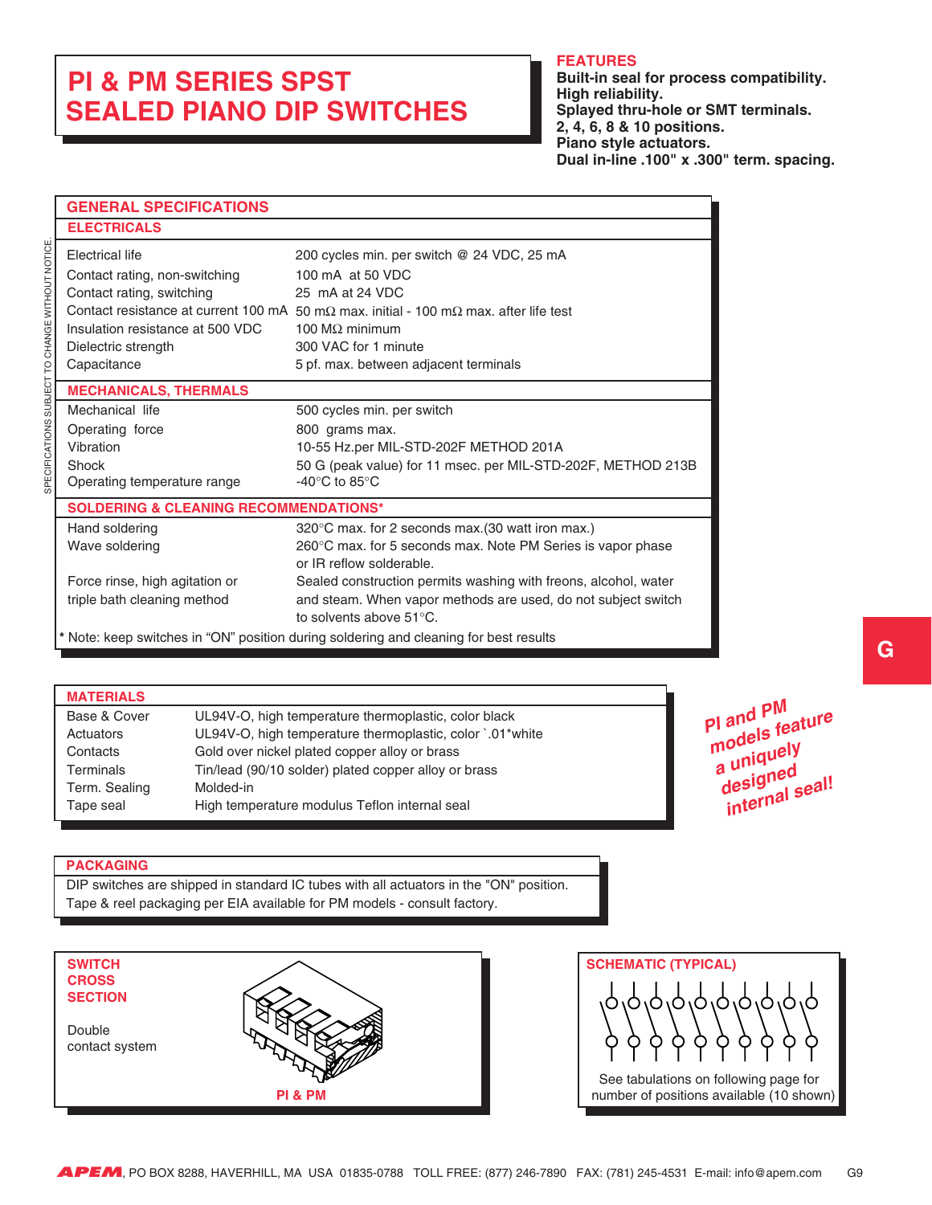# PI & PM SERIES SPST SEALED PIANO DIP SWITCHES

## FEATURES

**Built-in seal for process compatibility.**
**High reliability.**
**Splayed thru-hole or SMT terminals.**
**2, 4, 6, 8 & 10 positions.**
**Piano style actuators.**
**Dual in-line .100" x .300" term. spacing.**

SPECIFICATIONS SUBJECT TO CHANGE WITHOUT NOTICE.

## GENERAL SPECIFICATIONS

### ELECTRICALS

| | |
|---|---|
| Electrical life | 200 cycles min. per switch @ 24 VDC, 25 mA |
| Contact rating, non-switching | 100 mA at 50 VDC |
| Contact rating, switching | 25 mA at 24 VDC |
| Contact resistance at current 100 mA | 50 mΩ max. initial - 100 mΩ max. after life test |
| Insulation resistance at 500 VDC | 100 MΩ minimum |
| Dielectric strength | 300 VAC for 1 minute |
| Capacitance | 5 pf. max. between adjacent terminals |

### MECHANICALS, THERMALS

| | |
|---|---|
| Mechanical life | 500 cycles min. per switch |
| Operating force | 800 grams max. |
| Vibration | 10-55 Hz.per MIL-STD-202F METHOD 201A |
| Shock | 50 G (peak value) for 11 msec. per MIL-STD-202F, METHOD 213B |
| Operating temperature range | -40°C to 85°C |

### SOLDERING & CLEANING RECOMMENDATIONS*

| | |
|---|---|
| Hand soldering | 320°C max. for 2 seconds max.(30 watt iron max.) |
| Wave soldering | 260°C max. for 5 seconds max. Note PM Series is vapor phase or IR reflow solderable. |
| Force rinse, high agitation or triple bath cleaning method | Sealed construction permits washing with freons, alcohol, water and steam. When vapor methods are used, do not subject switch to solvents above 51°C. |

\* Note: keep switches in "ON" position during soldering and cleaning for best results

## MATERIALS

| | |
|---|---|
| Base & Cover | UL94V-O, high temperature thermoplastic, color black |
| Actuators | UL94V-O, high temperature thermoplastic, color `.01*white |
| Contacts | Gold over nickel plated copper alloy or brass |
| Terminals | Tin/lead (90/10 solder) plated copper alloy or brass |
| Term. Sealing | Molded-in |
| Tape seal | High temperature modulus Teflon internal seal |

*PI and PM models feature a uniquely designed internal seal!*

## PACKAGING

DIP switches are shipped in standard IC tubes with all actuators in the "ON" position.
Tape & reel packaging per EIA available for PM models - consult factory.

## SWITCH CROSS SECTION

Double contact system

PI & PM

## SCHEMATIC (TYPICAL)

See tabulations on following page for number of positions available (10 shown)

G

**APEM**, PO BOX 8288, HAVERHILL, MA USA 01835-0788 TOLL FREE: (877) 246-7890 FAX: (781) 245-4531 E-mail: info@apem.com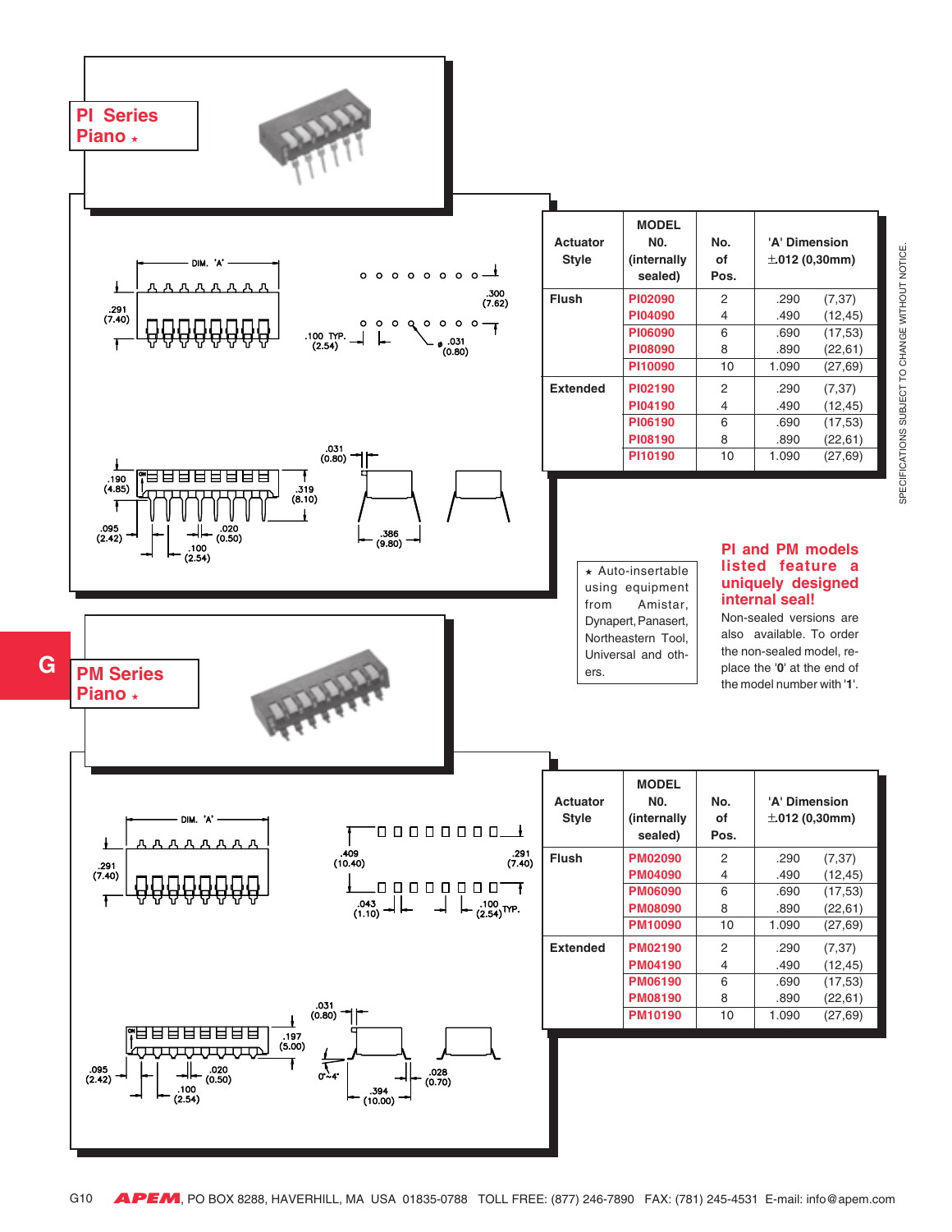## PI Series Piano ★

| Actuator Style | MODEL N0. (internally sealed) | No. of Pos. | 'A' Dimension ±.012 (0,30mm) | |
|---|---|---|---|---|
| Flush | PI02090 | 2 | .290 | (7,37) |
| | PI04090 | 4 | .490 | (12,45) |
| | PI06090 | 6 | .690 | (17,53) |
| | PI08090 | 8 | .890 | (22,61) |
| | PI10090 | 10 | 1.090 | (27,69) |
| Extended | PI02190 | 2 | .290 | (7,37) |
| | PI04190 | 4 | .490 | (12,45) |
| | PI06190 | 6 | .690 | (17,53) |
| | PI08190 | 8 | .890 | (22,61) |
| | PI10190 | 10 | 1.090 | (27,69) |

DIM. 'A'; .291 (7.40); .300 (7.62); .100 TYP. (2.54); ⌀ .031 (0.80); .031 (0.80); .190 (4.85); .319 (8.10); .095 (2.42); .020 (0.50); .100 (2.54); .386 (9.80)

★ Auto-insertable using equipment from Amistar, Dynapert, Panasert, Northeastern Tool, Universal and others.

**PI and PM models listed feature a uniquely designed internal seal!**

Non-sealed versions are also available. To order the non-sealed model, replace the '**0**' at the end of the model number with '**1**'.

## PM Series Piano ★

| Actuator Style | MODEL N0. (internally sealed) | No. of Pos. | 'A' Dimension ±.012 (0,30mm) | |
|---|---|---|---|---|
| Flush | PM02090 | 2 | .290 | (7,37) |
| | PM04090 | 4 | .490 | (12,45) |
| | PM06090 | 6 | .690 | (17,53) |
| | PM08090 | 8 | .890 | (22,61) |
| | PM10090 | 10 | 1.090 | (27,69) |
| Extended | PM02190 | 2 | .290 | (7,37) |
| | PM04190 | 4 | .490 | (12,45) |
| | PM06190 | 6 | .690 | (17,53) |
| | PM08190 | 8 | .890 | (22,61) |
| | PM10190 | 10 | 1.090 | (27,69) |

DIM. 'A'; .291 (7.40); .409 (10.40); .291 (7.40); .043 (1.10); .100 (2.54) TYP.; .031 (0.80); .197 (5.00); .095 (2.42); .020 (0.50); .100 (2.54); 0°~4°; .394 (10.00); .028 (0.70)

SPECIFICATIONS SUBJECT TO CHANGE WITHOUT NOTICE.

APEM, PO BOX 8288, HAVERHILL, MA USA 01835-0788 TOLL FREE: (877) 246-7890 FAX: (781) 245-4531 E-mail: info@apem.com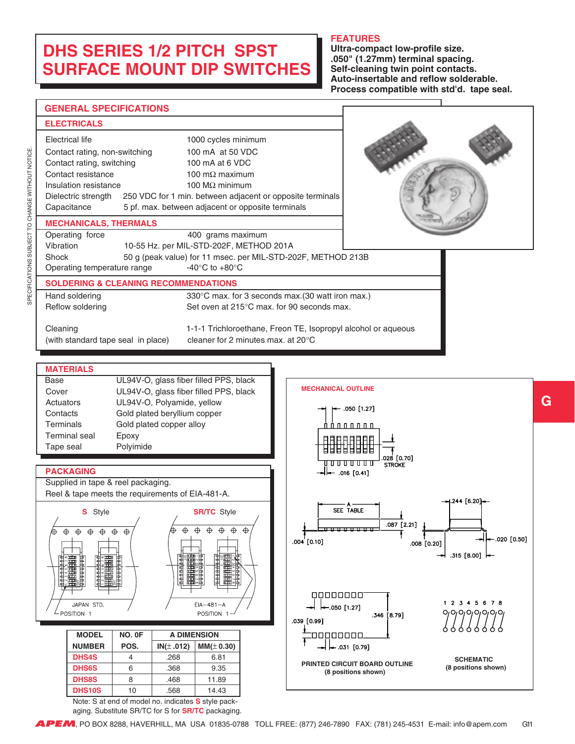# DHS SERIES 1/2 PITCH SPST SURFACE MOUNT DIP SWITCHES

## FEATURES

**Ultra-compact low-profile size.**
**.050" (1.27mm) terminal spacing.**
**Self-cleaning twin point contacts.**
**Auto-insertable and reflow solderable.**
**Process compatible with std'd. tape seal.**

## GENERAL SPECIFICATIONS

### ELECTRICALS

| | |
|---|---|
| Electrical life | 1000 cycles minimum |
| Contact rating, non-switching | 100 mA at 50 VDC |
| Contact rating, switching | 100 mA at 6 VDC |
| Contact resistance | 100 mΩ maximum |
| Insulation resistance | 100 MΩ minimum |
| Dielectric strength | 250 VDC for 1 min. between adjacent or opposite terminals |
| Capacitance | 5 pf. max. between adjacent or opposite terminals |

### MECHANICALS, THERMALS

| | |
|---|---|
| Operating force | 400 grams maximum |
| Vibration | 10-55 Hz. per MIL-STD-202F, METHOD 201A |
| Shock | 50 g (peak value) for 11 msec. per MIL-STD-202F, METHOD 213B |
| Operating temperature range | -40°C to +80°C |

### SOLDERING & CLEANING RECOMMENDATIONS

| | |
|---|---|
| Hand soldering | 330°C max. for 3 seconds max.(30 watt iron max.) |
| Reflow soldering | Set oven at 215°C max. for 90 seconds max. |
| Cleaning (with standard tape seal in place) | 1-1-1 Trichloroethane, Freon TE, Isopropyl alcohol or aqueous cleaner for 2 minutes max. at 20°C |

## MATERIALS

| | |
|---|---|
| Base | UL94V-O, glass fiber filled PPS, black |
| Cover | UL94V-O, glass fiber filled PPS, black |
| Actuators | UL94V-O, Polyamide, yellow |
| Contacts | Gold plated beryllium copper |
| Terminals | Gold plated copper alloy |
| Terminal seal | Epoxy |
| Tape seal | Polyimide |

## PACKAGING

Supplied in tape & reel packaging.
Reel & tape meets the requirements of EIA-481-A.

**S** Style — JAPAN STD. — POSITION 1

**SR/TC** Style — EIA–481–A — POSITION 1

| MODEL NUMBER | NO. OF POS. | A DIMENSION IN(±.012) | A DIMENSION MM(±0.30) |
|---|---|---|---|
| DHS4S | 4 | .268 | 6.81 |
| DHS6S | 6 | .368 | 9.35 |
| DHS8S | 8 | .468 | 11.89 |
| DHS10S | 10 | .568 | 14.43 |

Note: S at end of model no. indicates **S** style packaging. Substitute SR/TC for S for **SR/TC** packaging.

## MECHANICAL OUTLINE

.050 [1.27]
.028 [0.70] STROKE
.016 [0.41]
A SEE TABLE
.087 [2.21]
.004 [0.10]
.008 [0.20]
.244 [6.20]
.020 [0.50]
.315 [8.00]
.050 [1.27]
.346 [8.79]
.039 [0.99]
.031 [0.79]

PRINTED CIRCUIT BOARD OUTLINE (8 positions shown)

SCHEMATIC (8 positions shown)

SPECIFICATIONS SUBJECT TO CHANGE WITHOUT NOTICE.

G

**APEM**, PO BOX 8288, HAVERHILL, MA USA 01835-0788 TOLL FREE: (877) 246-7890 FAX: (781) 245-4531 E-mail: info@apem.com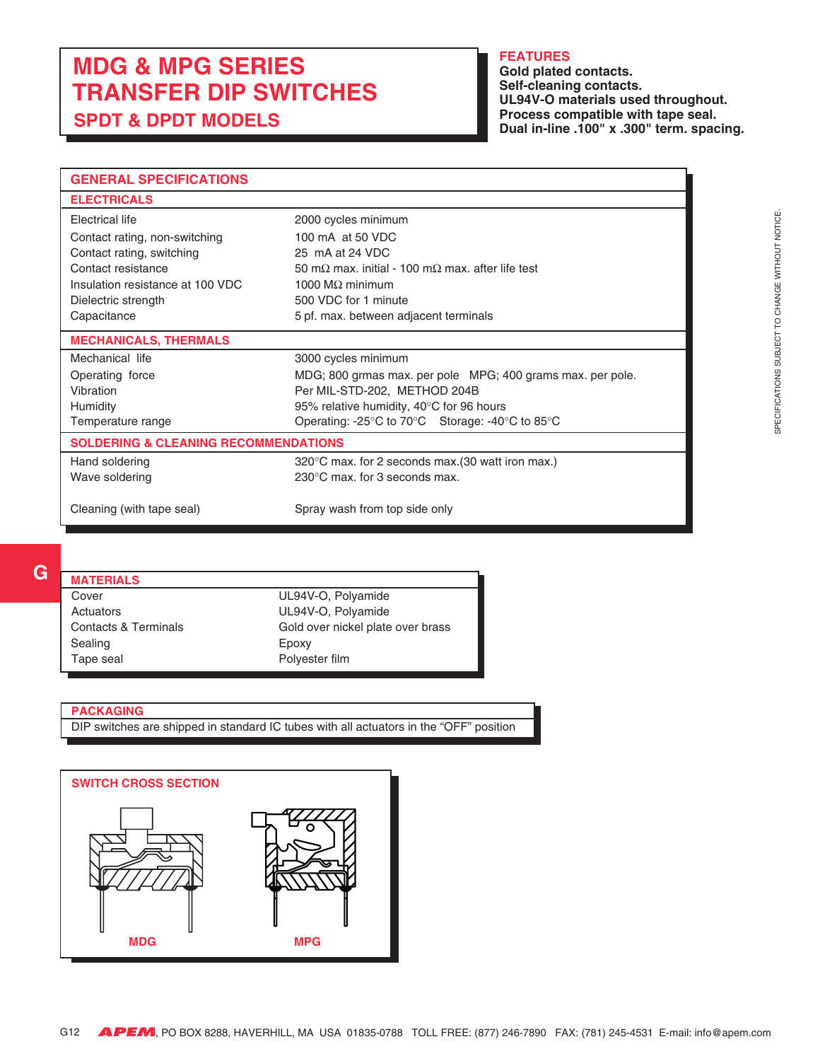# MDG & MPG SERIES TRANSFER DIP SWITCHES

## SPDT & DPDT MODELS

**FEATURES**

**Gold plated contacts.**
**Self-cleaning contacts.**
**UL94V-O materials used throughout.**
**Process compatible with tape seal.**
**Dual in-line .100" x .300" term. spacing.**

## GENERAL SPECIFICATIONS

### ELECTRICALS

| | |
|---|---|
| Electrical life | 2000 cycles minimum |
| Contact rating, non-switching | 100 mA at 50 VDC |
| Contact rating, switching | 25 mA at 24 VDC |
| Contact resistance | 50 mΩ max. initial - 100 mΩ max. after life test |
| Insulation resistance at 100 VDC | 1000 MΩ minimum |
| Dielectric strength | 500 VDC for 1 minute |
| Capacitance | 5 pf. max. between adjacent terminals |

### MECHANICALS, THERMALS

| | |
|---|---|
| Mechanical life | 3000 cycles minimum |
| Operating force | MDG; 800 grmas max. per pole MPG; 400 grams max. per pole. |
| Vibration | Per MIL-STD-202, METHOD 204B |
| Humidity | 95% relative humidity, 40°C for 96 hours |
| Temperature range | Operating: -25°C to 70°C Storage: -40°C to 85°C |

### SOLDERING & CLEANING RECOMMENDATIONS

| | |
|---|---|
| Hand soldering | 320°C max. for 2 seconds max.(30 watt iron max.) |
| Wave soldering | 230°C max. for 3 seconds max. |
| Cleaning (with tape seal) | Spray wash from top side only |

## MATERIALS

| | |
|---|---|
| Cover | UL94V-O, Polyamide |
| Actuators | UL94V-O, Polyamide |
| Contacts & Terminals | Gold over nickel plate over brass |
| Sealing | Epoxy |
| Tape seal | Polyester film |

## PACKAGING

DIP switches are shipped in standard IC tubes with all actuators in the “OFF” position

## SWITCH CROSS SECTION

MDG MPG

SPECIFICATIONS SUBJECT TO CHANGE WITHOUT NOTICE.

APEM, PO BOX 8288, HAVERHILL, MA USA 01835-0788 TOLL FREE: (877) 246-7890 FAX: (781) 245-4531 E-mail: info@apem.com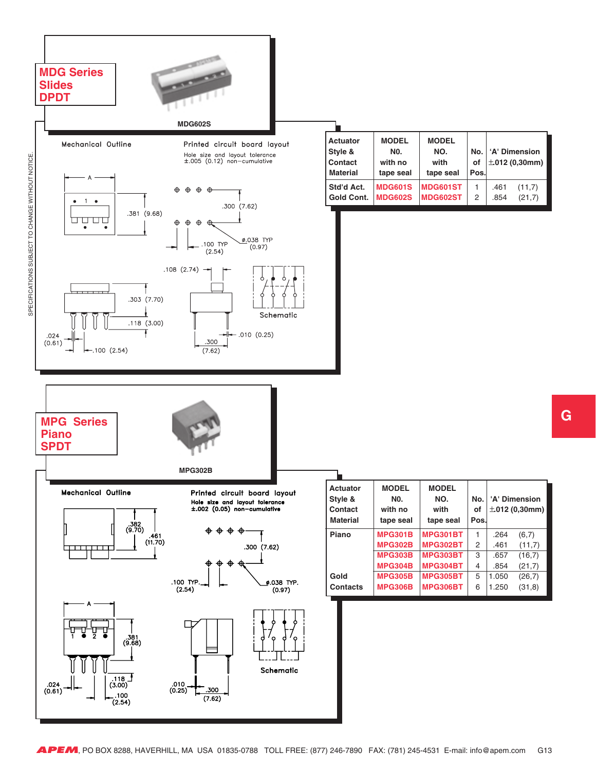# MDG Series Slides DPDT

MDG602S

Mechanical Outline

Printed circuit board layout

Hole size and layout tolerance ±.005 (0.12) non–cumulative

A

.381 (9.68)

.300 (7.62)

.100 TYP (2.54)

ø.038 TYP (0.97)

.108 (2.74)

.303 (7.70)

.118 (3.00)

.024 (0.61)

.100 (2.54)

.010 (0.25)

.300 (7.62)

Schematic

| Actuator Style & Contact Material | MODEL N0. with no tape seal | MODEL NO. with tape seal | No. of Pos. | 'A' Dimension ±.012 (0,30mm) |
|---|---|---|---|---|
| Std'd Act. | MDG601S | MDG601ST | 1 | .461 (11,7) |
| Gold Cont. | MDG602S | MDG602ST | 2 | .854 (21,7) |

# MPG Series Piano SPDT

MPG302B

Mechanical Outline

Printed circuit board layout

Hole size and layout tolerance ±.002 (0.05) non–cumulative

.382 (9.70)

.461 (11.70)

.300 (7.62)

.100 TYP. (2.54)

ø.038 TYP. (0.97)

A

.381 (9.68)

.118 (3.00)

.024 (0.61)

.100 (2.54)

.010 (0.25)

.300 (7.62)

Schematic

| Actuator Style & Contact Material | MODEL N0. with no tape seal | MODEL NO. with tape seal | No. of Pos. | 'A' Dimension ±.012 (0,30mm) |
|---|---|---|---|---|
| Piano | MPG301B | MPG301BT | 1 | .264 (6,7) |
| | MPG302B | MPG302BT | 2 | .461 (11,7) |
| | MPG303B | MPG303BT | 3 | .657 (16,7) |
| | MPG304B | MPG304BT | 4 | .854 (21,7) |
| Gold | MPG305B | MPG305BT | 5 | 1.050 (26,7) |
| Contacts | MPG306B | MPG306BT | 6 | 1.250 (31,8) |

SPECIFICATIONS SUBJECT TO CHANGE WITHOUT NOTICE.

G

APEM, PO BOX 8288, HAVERHILL, MA USA 01835-0788 TOLL FREE: (877) 246-7890 FAX: (781) 245-4531 E-mail: info@apem.com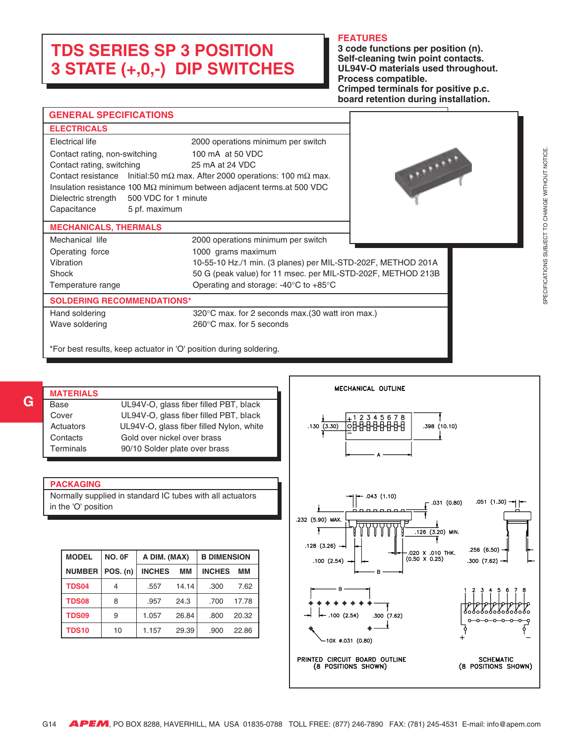# TDS SERIES SP 3 POSITION 3 STATE (+,0,-) DIP SWITCHES

## FEATURES

**3 code functions per position (n).**
**Self-cleaning twin point contacts.**
**UL94V-O materials used throughout.**
**Process compatible.**
**Crimped terminals for positive p.c. board retention during installation.**

## GENERAL SPECIFICATIONS

### ELECTRICALS

| | |
|---|---|
| Electrical life | 2000 operations minimum per switch |
| Contact rating, non-switching | 100 mA at 50 VDC |
| Contact rating, switching | 25 mA at 24 VDC |
| Contact resistance | Initial:50 mΩ max. After 2000 operations: 100 mΩ max. |
| Insulation resistance | 100 MΩ minimum between adjacent terms.at 500 VDC |
| Dielectric strength | 500 VDC for 1 minute |
| Capacitance | 5 pf. maximum |

### MECHANICALS, THERMALS

| | |
|---|---|
| Mechanical life | 2000 operations minimum per switch |
| Operating force | 1000 grams maximum |
| Vibration | 10-55-10 Hz./1 min. (3 planes) per MIL-STD-202F, METHOD 201A |
| Shock | 50 G (peak value) for 11 msec. per MIL-STD-202F, METHOD 213B |
| Temperature range | Operating and storage: -40°C to +85°C |

### SOLDERING RECOMMENDATIONS*

| | |
|---|---|
| Hand soldering | 320°C max. for 2 seconds max.(30 watt iron max.) |
| Wave soldering | 260°C max. for 5 seconds |

*For best results, keep actuator in 'O' position during soldering.

SPECIFICATIONS SUBJECT TO CHANGE WITHOUT NOTICE.

## MATERIALS

| | |
|---|---|
| Base | UL94V-O, glass fiber filled PBT, black |
| Cover | UL94V-O, glass fiber filled PBT, black |
| Actuators | UL94V-O, glass fiber filled Nylon, white |
| Contacts | Gold over nickel over brass |
| Terminals | 90/10 Solder plate over brass |

## PACKAGING

Normally supplied in standard IC tubes with all actuators in the 'O' position

| MODEL | NO. 0F | A DIM. (MAX) | | B DIMENSION | |
|---|---|---|---|---|---|
| NUMBER | POS. (n) | INCHES | MM | INCHES | MM |
| TDS04 | 4 | .557 | 14.14 | .300 | 7.62 |
| TDS08 | 8 | .957 | 24.3 | .700 | 17.78 |
| TDS09 | 9 | 1.057 | 26.84 | .800 | 20.32 |
| TDS10 | 10 | 1.157 | 29.39 | .900 | 22.86 |

MECHANICAL OUTLINE

.130 (3.30) — .398 (10.10) — A — .043 (1.10) — .031 (0.80) — .051 (1.30) — .232 (5.90) MAX. — .126 (3.20) MIN. — .128 (3.26) — .020 X .010 THK. (0.50 X 0.25) — .256 (6.50) — .100 (2.54) — B — .300 (7.62) — .100 (2.54) — .300 (7.62) — 10X ø.031 (0.80)

PRINTED CIRCUIT BOARD OUTLINE (8 POSITIONS SHOWN)

SCHEMATIC (8 POSITIONS SHOWN)

APEM, PO BOX 8288, HAVERHILL, MA USA 01835-0788 TOLL FREE: (877) 246-7890 FAX: (781) 245-4531 E-mail: info@apem.com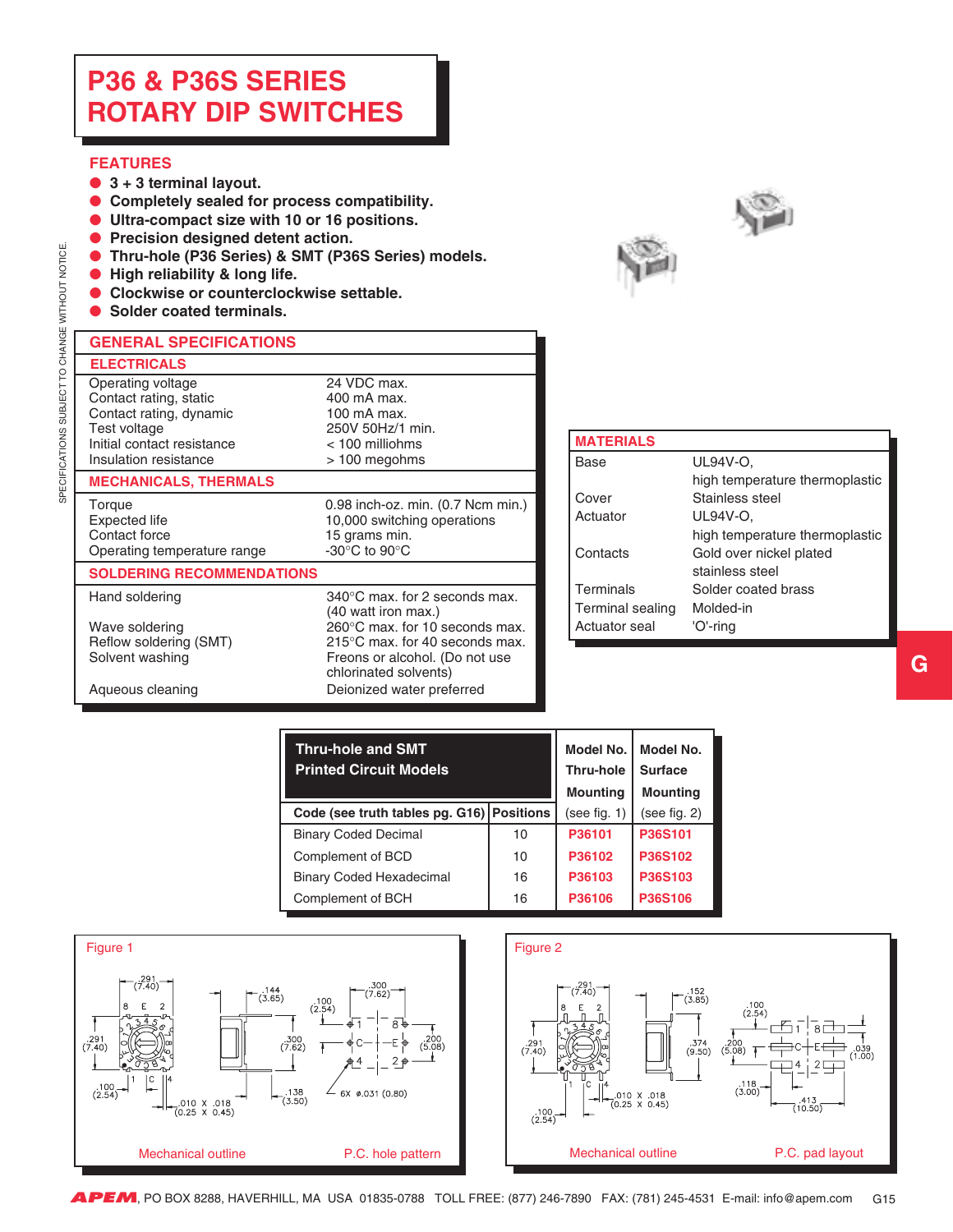# P36 & P36S SERIES
# ROTARY DIP SWITCHES

## FEATURES

- 3 + 3 terminal layout.
- Completely sealed for process compatibility.
- Ultra-compact size with 10 or 16 positions.
- Precision designed detent action.
- Thru-hole (P36 Series) & SMT (P36S Series) models.
- High reliability & long life.
- Clockwise or counterclockwise settable.
- Solder coated terminals.

SPECIFICATIONS SUBJECT TO CHANGE WITHOUT NOTICE.

## GENERAL SPECIFICATIONS

### ELECTRICALS

| | |
|---|---|
| Operating voltage | 24 VDC max. |
| Contact rating, static | 400 mA max. |
| Contact rating, dynamic | 100 mA max. |
| Test voltage | 250V 50Hz/1 min. |
| Initial contact resistance | < 100 milliohms |
| Insulation resistance | > 100 megohms |

### MECHANICALS, THERMALS

| | |
|---|---|
| Torque | 0.98 inch-oz. min. (0.7 Ncm min.) |
| Expected life | 10,000 switching operations |
| Contact force | 15 grams min. |
| Operating temperature range | -30°C to 90°C |

### SOLDERING RECOMMENDATIONS

| | |
|---|---|
| Hand soldering | 340°C max. for 2 seconds max. (40 watt iron max.) |
| Wave soldering | 260°C max. for 10 seconds max. |
| Reflow soldering (SMT) | 215°C max. for 40 seconds max. |
| Solvent washing | Freons or alcohol. (Do not use chlorinated solvents) |
| Aqueous cleaning | Deionized water preferred |

## MATERIALS

| | |
|---|---|
| Base | UL94V-O, high temperature thermoplastic |
| Cover | Stainless steel |
| Actuator | UL94V-O, high temperature thermoplastic |
| Contacts | Gold over nickel plated stainless steel |
| Terminals | Solder coated brass |
| Terminal sealing | Molded-in |
| Actuator seal | 'O'-ring |

G

## Thru-hole and SMT Printed Circuit Models

| Code (see truth tables pg. G16) | Positions | Model No. Thru-hole Mounting (see fig. 1) | Model No. Surface Mounting (see fig. 2) |
|---|---|---|---|
| Binary Coded Decimal | 10 | P36101 | P36S101 |
| Complement of BCD | 10 | P36102 | P36S102 |
| Binary Coded Hexadecimal | 16 | P36103 | P36S103 |
| Complement of BCH | 16 | P36106 | P36S106 |

Figure 1

Mechanical outline — P.C. hole pattern

Figure 2

Mechanical outline — P.C. pad layout

APEM, PO BOX 8288, HAVERHILL, MA USA 01835-0788 TOLL FREE: (877) 246-7890 FAX: (781) 245-4531 E-mail: info@apem.com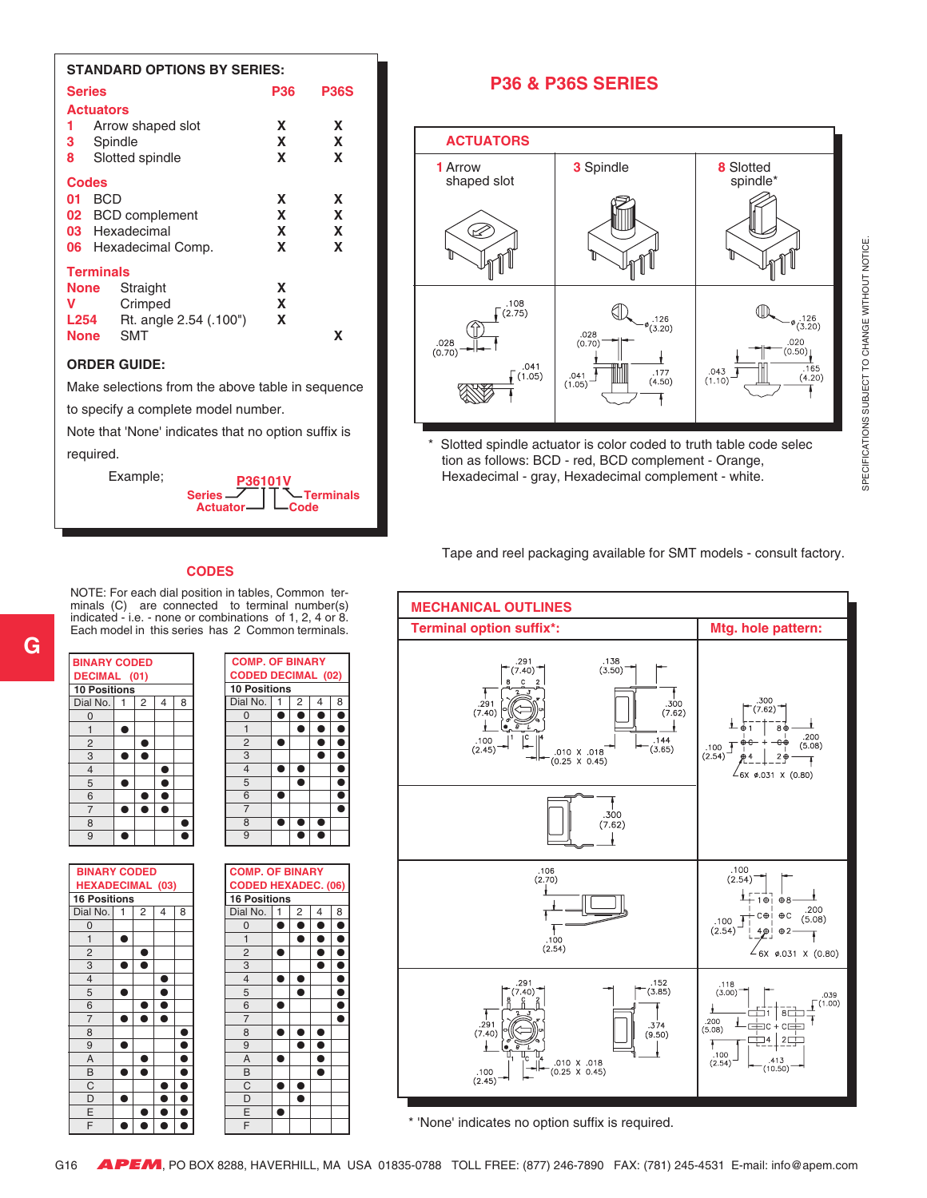# P36 & P36S SERIES

## STANDARD OPTIONS BY SERIES:

| Series | | P36 | P36S |
|---|---|---|---|
| **Actuators** | | | |
| 1 | Arrow shaped slot | X | X |
| 3 | Spindle | X | X |
| 8 | Slotted spindle | X | X |
| **Codes** | | | |
| 01 | BCD | X | X |
| 02 | BCD complement | X | X |
| 03 | Hexadecimal | X | X |
| 06 | Hexadecimal Comp. | X | X |
| **Terminals** | | | |
| None | Straight | X | |
| V | Crimped | X | |
| L254 | Rt. angle 2.54 (.100") | X | |
| None | SMT | | X |

### ORDER GUIDE:

Make selections from the above table in sequence to specify a complete model number.

Note that 'None' indicates that no option suffix is required.

Example; **P36101V**

- Series: P36
- Actuator: 1
- Code: 01
- Terminals: V

## ACTUATORS

| 1 Arrow shaped slot | 3 Spindle | 8 Slotted spindle* |
|---|---|---|
| .108 (2.75); .028 (0.70); .041 (1.05) | ø .126 (3.20); .028 (0.70); .041 (1.05); .177 (4.50) | ø .126 (3.20); .020 (0.50); .043 (1.10); .165 (4.20) |

\* Slotted spindle actuator is color coded to truth table code selection as follows: BCD - red, BCD complement - Orange, Hexadecimal - gray, Hexadecimal complement - white.

SPECIFICATIONS SUBJECT TO CHANGE WITHOUT NOTICE.

Tape and reel packaging available for SMT models - consult factory.

## CODES

NOTE: For each dial position in tables, Common terminals (C) are connected to terminal number(s) indicated - i.e. - none or combinations of 1, 2, 4 or 8. Each model in this series has 2 Common terminals.

### BINARY CODED DECIMAL (01) — 10 Positions

| Dial No. | 1 | 2 | 4 | 8 |
|---|---|---|---|---|
| 0 | | | | |
| 1 | ● | | | |
| 2 | | ● | | |
| 3 | ● | ● | | |
| 4 | | | ● | |
| 5 | ● | | ● | |
| 6 | | ● | ● | |
| 7 | ● | ● | ● | |
| 8 | | | | ● |
| 9 | ● | | | ● |

### COMP. OF BINARY CODED DECIMAL (02) — 10 Positions

| Dial No. | 1 | 2 | 4 | 8 |
|---|---|---|---|---|
| 0 | ● | ● | ● | ● |
| 1 | | ● | ● | ● |
| 2 | ● | | ● | ● |
| 3 | | | ● | ● |
| 4 | ● | ● | | ● |
| 5 | | ● | | ● |
| 6 | ● | | | ● |
| 7 | | | | ● |
| 8 | ● | ● | ● | |
| 9 | | ● | ● | |

### BINARY CODED HEXADECIMAL (03) — 16 Positions

| Dial No. | 1 | 2 | 4 | 8 |
|---|---|---|---|---|
| 0 | | | | |
| 1 | ● | | | |
| 2 | | ● | | |
| 3 | ● | ● | | |
| 4 | | | ● | |
| 5 | ● | | ● | |
| 6 | | ● | ● | |
| 7 | ● | ● | ● | |
| 8 | | | | ● |
| 9 | ● | | | ● |
| A | | ● | | ● |
| B | ● | ● | | ● |
| C | | | ● | ● |
| D | ● | | ● | ● |
| E | | ● | ● | ● |
| F | ● | ● | ● | ● |

### COMP. OF BINARY CODED HEXADEC. (06) — 16 Positions

| Dial No. | 1 | 2 | 4 | 8 |
|---|---|---|---|---|
| 0 | ● | ● | ● | ● |
| 1 | | ● | ● | ● |
| 2 | ● | | ● | ● |
| 3 | | | ● | ● |
| 4 | ● | ● | | ● |
| 5 | | ● | | ● |
| 6 | ● | | | ● |
| 7 | | | | ● |
| 8 | ● | ● | ● | |
| 9 | | ● | ● | |
| A | ● | | ● | |
| B | | | ● | |
| C | ● | ● | | |
| D | | ● | | |
| E | ● | | | |
| F | | | | |

## MECHANICAL OUTLINES

| Terminal option suffix*: | Mtg. hole pattern: |
|---|---|
| None (Straight): .291 (7.40); .291 (7.40); .138 (3.50); .300 (7.62); .100 (2.45); .010 X .018 (0.25 X 0.45); .144 (3.65) | .300 (7.62); .200 (5.08); .100 (2.54); 6X ø.031 X (0.80) |
| V (Crimped): .300 (7.62) | |
| L254 (Rt. angle): .106 (2.70); .100 (2.54) | .100 (2.54); .200 (5.08); .100 (2.54); 6X ø.031 X (0.80) |
| SMT: .291 (7.40); .291 (7.40); .152 (3.85); .374 (9.50); .100 (2.45); .010 X .018 (0.25 X 0.45) | .118 (3.00); .039 (1.00); .200 (5.08); .100 (2.54); .413 (10.50) |

\* 'None' indicates no option suffix is required.

**APEM**, PO BOX 8288, HAVERHILL, MA USA 01835-0788 TOLL FREE: (877) 246-7890 FAX: (781) 245-4531 E-mail: info@apem.com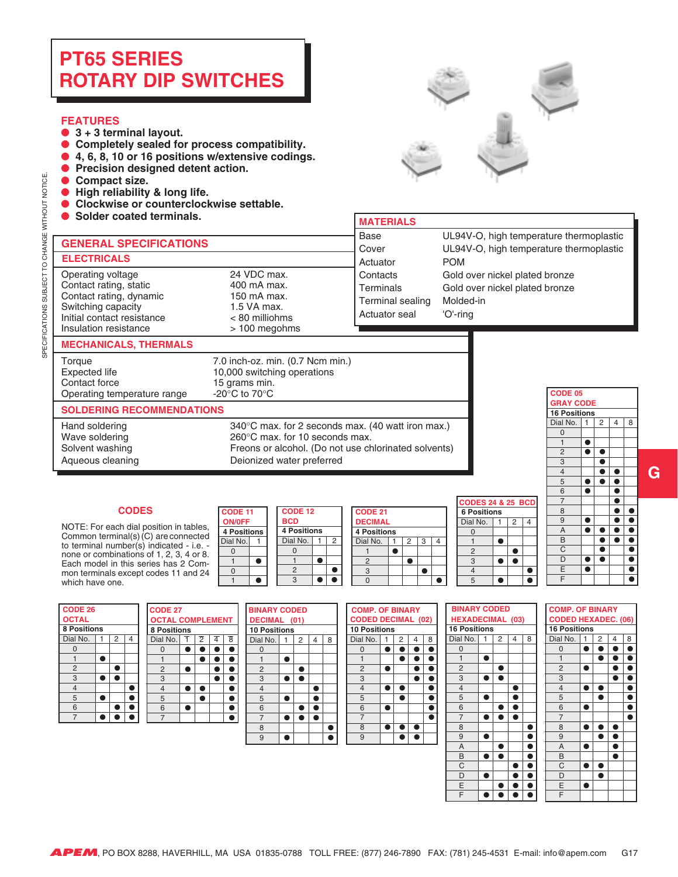# PT65 SERIES ROTARY DIP SWITCHES

## FEATURES

- 3 + 3 terminal layout.
- Completely sealed for process compatibility.
- 4, 6, 8, 10 or 16 positions w/extensive codings.
- Precision designed detent action.
- Compact size.
- High reliability & long life.
- Clockwise or counterclockwise settable.
- Solder coated terminals.

## MATERIALS

| | |
|---|---|
| Base | UL94V-O, high temperature thermoplastic |
| Cover | UL94V-O, high temperature thermoplastic |
| Actuator | POM |
| Contacts | Gold over nickel plated bronze |
| Terminals | Gold over nickel plated bronze |
| Terminal sealing | Molded-in |
| Actuator seal | 'O'-ring |

## GENERAL SPECIFICATIONS

### ELECTRICALS

| | |
|---|---|
| Operating voltage | 24 VDC max. |
| Contact rating, static | 400 mA max. |
| Contact rating, dynamic | 150 mA max. |
| Switching capacity | 1.5 VA max. |
| Initial contact resistance | < 80 milliohms |
| Insulation resistance | > 100 megohms |

### MECHANICALS, THERMALS

| | |
|---|---|
| Torque | 7.0 inch-oz. min. (0.7 Ncm min.) |
| Expected life | 10,000 switching operations |
| Contact force | 15 grams min. |
| Operating temperature range | -20°C to 70°C |

### SOLDERING RECOMMENDATIONS

| | |
|---|---|
| Hand soldering | 340°C max. for 2 seconds max. (40 watt iron max.) |
| Wave soldering | 260°C max. for 10 seconds max. |
| Solvent washing | Freons or alcohol. (Do not use chlorinated solvents) |
| Aqueous cleaning | Deionized water preferred |

## CODES

NOTE: For each dial position in tables, Common terminal(s) (C) are connected to terminal number(s) indicated - i.e. - none or combinations of 1, 2, 3, 4 or 8. Each model in this series has 2 Common terminals except codes 11 and 24 which have one.

**CODE 11 ON/OFF** — 4 Positions

| Dial No. | 1 |
|---|---|
| 0 | |
| 1 | ● |
| 0 | |
| 1 | ● |

**CODE 12 BCD** — 4 Positions

| Dial No. | 1 | 2 |
|---|---|---|
| 0 | | |
| 1 | ● | |
| 2 | | ● |
| 3 | ● | ● |

**CODE 21 DECIMAL** — 4 Positions

| Dial No. | 1 | 2 | 3 | 4 |
|---|---|---|---|---|
| 1 | ● | | | |
| 2 | | ● | | |
| 3 | | | ● | |
| 0 | | | | ● |

**CODES 24 & 25 BCD** — 6 Positions

| Dial No. | 1 | 2 | 4 |
|---|---|---|---|
| 0 | | | |
| 1 | ● | | |
| 2 | | ● | |
| 3 | ● | ● | |
| 4 | | | ● |
| 5 | ● | | ● |

**CODE 05 GRAY CODE** — 16 Positions

| Dial No. | 1 | 2 | 4 | 8 |
|---|---|---|---|---|
| 0 | | | | |
| 1 | ● | | | |
| 2 | ● | ● | | |
| 3 | | ● | | |
| 4 | | ● | ● | |
| 5 | ● | ● | ● | |
| 6 | ● | | ● | |
| 7 | | | ● | |
| 8 | | | ● | ● |
| 9 | ● | | ● | ● |
| A | ● | ● | ● | ● |
| B | | ● | ● | ● |
| C | | ● | | ● |
| D | ● | ● | | ● |
| E | ● | | | ● |
| F | | | | ● |

**CODE 26 OCTAL** — 8 Positions

| Dial No. | 1 | 2 | 4 |
|---|---|---|---|
| 0 | | | |
| 1 | ● | | |
| 2 | | ● | |
| 3 | ● | ● | |
| 4 | | | ● |
| 5 | ● | | ● |
| 6 | | ● | ● |
| 7 | ● | ● | ● |

**CODE 27 OCTAL COMPLEMENT** — 8 Positions

| Dial No. | $\overline{1}$ | $\overline{2}$ | $\overline{4}$ | $\overline{8}$ |
|---|---|---|---|---|
| 0 | ● | ● | ● | ● |
| 1 | | ● | ● | ● |
| 2 | ● | | ● | ● |
| 3 | | | ● | ● |
| 4 | ● | ● | | ● |
| 5 | | ● | | ● |
| 6 | ● | | | ● |
| 7 | | | | ● |

**BINARY CODED DECIMAL (01)** — 10 Positions

| Dial No. | 1 | 2 | 4 | 8 |
|---|---|---|---|---|
| 0 | | | | |
| 1 | ● | | | |
| 2 | | ● | | |
| 3 | ● | ● | | |
| 4 | | | ● | |
| 5 | ● | | ● | |
| 6 | | ● | ● | |
| 7 | ● | ● | ● | |
| 8 | | | | ● |
| 9 | ● | | | ● |

**COMP. OF BINARY CODED DECIMAL (02)** — 10 Positions

| Dial No. | 1 | 2 | 4 | 8 |
|---|---|---|---|---|
| 0 | ● | ● | ● | ● |
| 1 | | ● | ● | ● |
| 2 | ● | | ● | ● |
| 3 | | | ● | ● |
| 4 | ● | ● | | ● |
| 5 | | ● | | ● |
| 6 | ● | | | ● |
| 7 | | | | ● |
| 8 | ● | ● | ● | |
| 9 | | ● | ● | |

**BINARY CODED HEXADECIMAL (03)** — 16 Positions

| Dial No. | 1 | 2 | 4 | 8 |
|---|---|---|---|---|
| 0 | | | | |
| 1 | ● | | | |
| 2 | | ● | | |
| 3 | ● | ● | | |
| 4 | | | ● | |
| 5 | ● | | ● | |
| 6 | | ● | ● | |
| 7 | ● | ● | ● | |
| 8 | | | | ● |
| 9 | ● | | | ● |
| A | | ● | | ● |
| B | ● | ● | | ● |
| C | | | ● | ● |
| D | ● | | ● | ● |
| E | | ● | ● | ● |
| F | ● | ● | ● | ● |

**COMP. OF BINARY CODED HEXADEC. (06)** — 16 Positions

| Dial No. | 1 | 2 | 4 | 8 |
|---|---|---|---|---|
| 0 | ● | ● | ● | ● |
| 1 | | ● | ● | ● |
| 2 | ● | | ● | ● |
| 3 | | | ● | ● |
| 4 | ● | ● | | ● |
| 5 | | ● | | ● |
| 6 | ● | | | ● |
| 7 | | | | ● |
| 8 | ● | ● | ● | |
| 9 | | ● | ● | |
| A | ● | | ● | |
| B | | | ● | |
| C | ● | ● | | |
| D | | ● | | |
| E | ● | | | |
| F | | | | |

SPECIFICATIONS SUBJECT TO CHANGE WITHOUT NOTICE.

APEM, PO BOX 8288, HAVERHILL, MA USA 01835-0788 TOLL FREE: (877) 246-7890 FAX: (781) 245-4531 E-mail: info@apem.com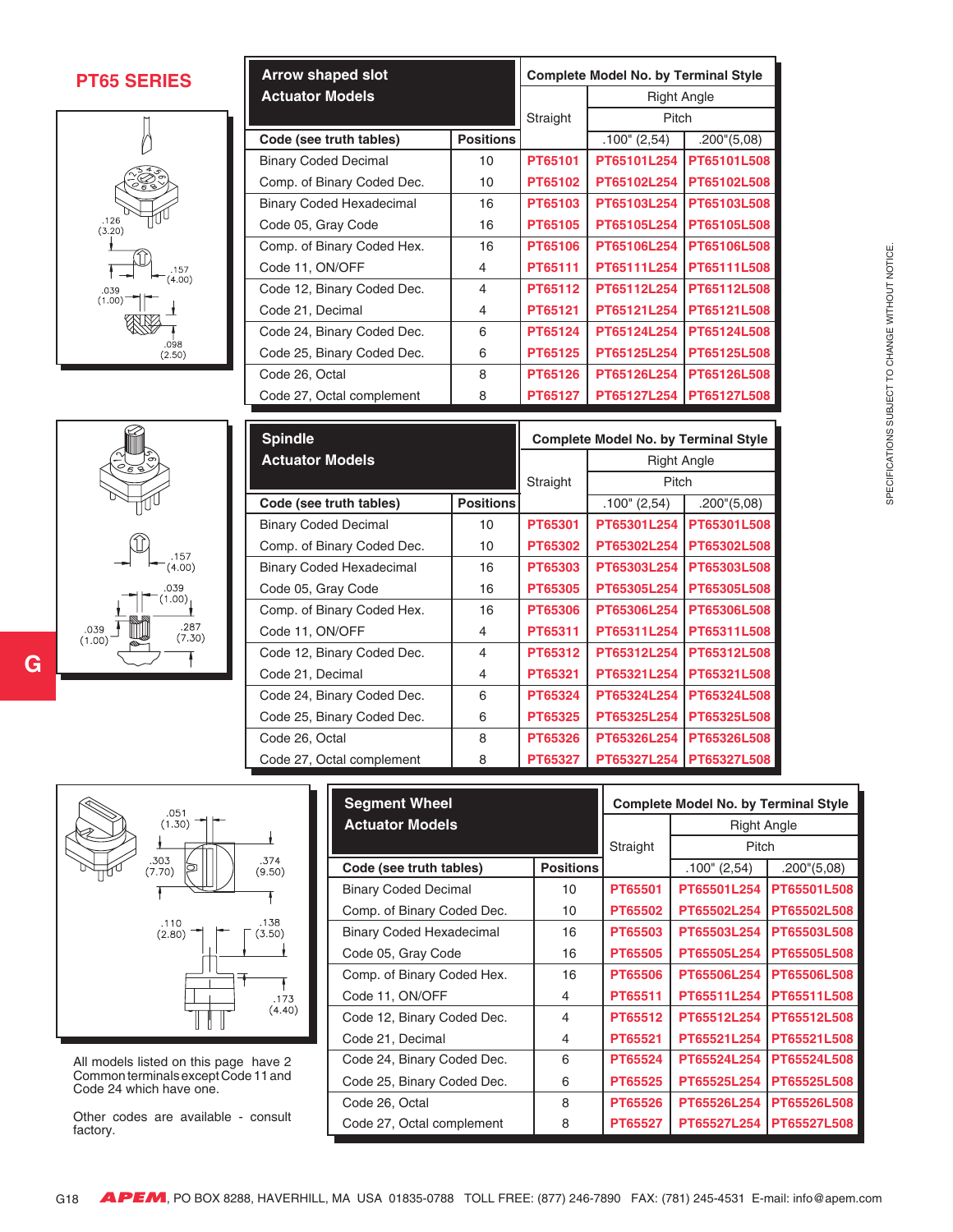# PT65 SERIES

| Arrow shaped slot Actuator Models | | Complete Model No. by Terminal Style | | |
|---|---|---|---|---|
| | | Straight | Right Angle Pitch | |
| Code (see truth tables) | Positions | | .100" (2,54) | .200"(5,08) |
| Binary Coded Decimal | 10 | PT65101 | PT65101L254 | PT65101L508 |
| Comp. of Binary Coded Dec. | 10 | PT65102 | PT65102L254 | PT65102L508 |
| Binary Coded Hexadecimal | 16 | PT65103 | PT65103L254 | PT65103L508 |
| Code 05, Gray Code | 16 | PT65105 | PT65105L254 | PT65105L508 |
| Comp. of Binary Coded Hex. | 16 | PT65106 | PT65106L254 | PT65106L508 |
| Code 11, ON/OFF | 4 | PT65111 | PT65111L254 | PT65111L508 |
| Code 12, Binary Coded Dec. | 4 | PT65112 | PT65112L254 | PT65112L508 |
| Code 21, Decimal | 4 | PT65121 | PT65121L254 | PT65121L508 |
| Code 24, Binary Coded Dec. | 6 | PT65124 | PT65124L254 | PT65124L508 |
| Code 25, Binary Coded Dec. | 6 | PT65125 | PT65125L254 | PT65125L508 |
| Code 26, Octal | 8 | PT65126 | PT65126L254 | PT65126L508 |
| Code 27, Octal complement | 8 | PT65127 | PT65127L254 | PT65127L508 |

| Spindle Actuator Models | | Complete Model No. by Terminal Style | | |
|---|---|---|---|---|
| | | Straight | Right Angle Pitch | |
| Code (see truth tables) | Positions | | .100" (2,54) | .200"(5,08) |
| Binary Coded Decimal | 10 | PT65301 | PT65301L254 | PT65301L508 |
| Comp. of Binary Coded Dec. | 10 | PT65302 | PT65302L254 | PT65302L508 |
| Binary Coded Hexadecimal | 16 | PT65303 | PT65303L254 | PT65303L508 |
| Code 05, Gray Code | 16 | PT65305 | PT65305L254 | PT65305L508 |
| Comp. of Binary Coded Hex. | 16 | PT65306 | PT65306L254 | PT65306L508 |
| Code 11, ON/OFF | 4 | PT65311 | PT65311L254 | PT65311L508 |
| Code 12, Binary Coded Dec. | 4 | PT65312 | PT65312L254 | PT65312L508 |
| Code 21, Decimal | 4 | PT65321 | PT65321L254 | PT65321L508 |
| Code 24, Binary Coded Dec. | 6 | PT65324 | PT65324L254 | PT65324L508 |
| Code 25, Binary Coded Dec. | 6 | PT65325 | PT65325L254 | PT65325L508 |
| Code 26, Octal | 8 | PT65326 | PT65326L254 | PT65326L508 |
| Code 27, Octal complement | 8 | PT65327 | PT65327L254 | PT65327L508 |

| Segment Wheel Actuator Models | | Complete Model No. by Terminal Style | | |
|---|---|---|---|---|
| | | Straight | Right Angle Pitch | |
| Code (see truth tables) | Positions | | .100" (2,54) | .200"(5,08) |
| Binary Coded Decimal | 10 | PT65501 | PT65501L254 | PT65501L508 |
| Comp. of Binary Coded Dec. | 10 | PT65502 | PT65502L254 | PT65502L508 |
| Binary Coded Hexadecimal | 16 | PT65503 | PT65503L254 | PT65503L508 |
| Code 05, Gray Code | 16 | PT65505 | PT65505L254 | PT65505L508 |
| Comp. of Binary Coded Hex. | 16 | PT65506 | PT65506L254 | PT65506L508 |
| Code 11, ON/OFF | 4 | PT65511 | PT65511L254 | PT65511L508 |
| Code 12, Binary Coded Dec. | 4 | PT65512 | PT65512L254 | PT65512L508 |
| Code 21, Decimal | 4 | PT65521 | PT65521L254 | PT65521L508 |
| Code 24, Binary Coded Dec. | 6 | PT65524 | PT65524L254 | PT65524L508 |
| Code 25, Binary Coded Dec. | 6 | PT65525 | PT65525L254 | PT65525L508 |
| Code 26, Octal | 8 | PT65526 | PT65526L254 | PT65526L508 |
| Code 27, Octal complement | 8 | PT65527 | PT65527L254 | PT65527L508 |

All models listed on this page have 2 Common terminals except Code 11 and Code 24 which have one.

Other codes are available - consult factory.

SPECIFICATIONS SUBJECT TO CHANGE WITHOUT NOTICE.

APEM, PO BOX 8288, HAVERHILL, MA USA 01835-0788 TOLL FREE: (877) 246-7890 FAX: (781) 245-4531 E-mail: info@apem.com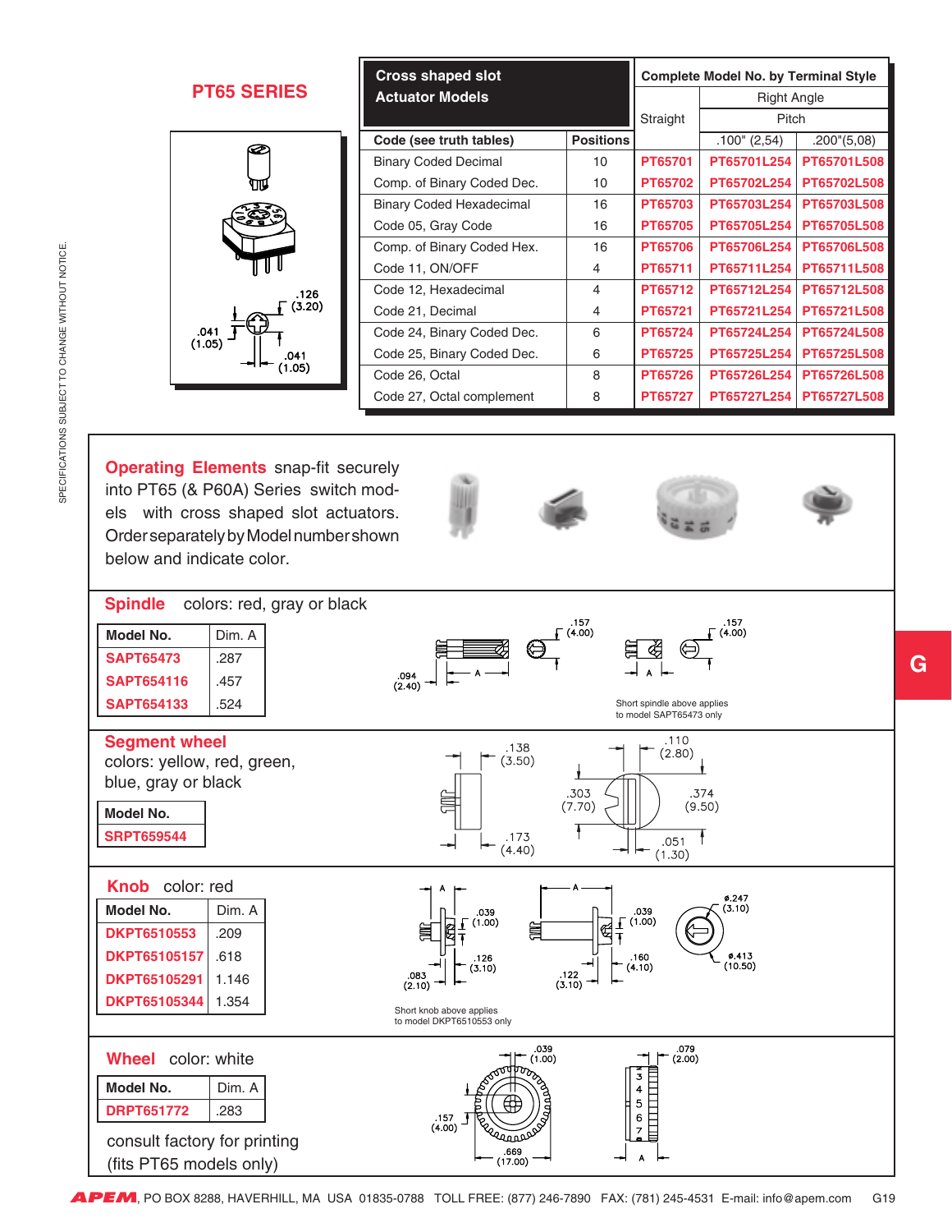## PT65 SERIES

.126 (3.20)

.041 (1.05)

.041 (1.05)

| Cross shaped slot Actuator Models | | Complete Model No. by Terminal Style | | |
|---|---|---|---|---|
| | | Straight | Right Angle | |
| | | | Pitch | |
| Code (see truth tables) | Positions | | .100" (2,54) | .200"(5,08) |
| Binary Coded Decimal | 10 | PT65701 | PT65701L254 | PT65701L508 |
| Comp. of Binary Coded Dec. | 10 | PT65702 | PT65702L254 | PT65702L508 |
| Binary Coded Hexadecimal | 16 | PT65703 | PT65703L254 | PT65703L508 |
| Code 05, Gray Code | 16 | PT65705 | PT65705L254 | PT65705L508 |
| Comp. of Binary Coded Hex. | 16 | PT65706 | PT65706L254 | PT65706L508 |
| Code 11, ON/OFF | 4 | PT65711 | PT65711L254 | PT65711L508 |
| Code 12, Hexadecimal | 4 | PT65712 | PT65712L254 | PT65712L508 |
| Code 21, Decimal | 4 | PT65721 | PT65721L254 | PT65721L508 |
| Code 24, Binary Coded Dec. | 6 | PT65724 | PT65724L254 | PT65724L508 |
| Code 25, Binary Coded Dec. | 6 | PT65725 | PT65725L254 | PT65725L508 |
| Code 26, Octal | 8 | PT65726 | PT65726L254 | PT65726L508 |
| Code 27, Octal complement | 8 | PT65727 | PT65727L254 | PT65727L508 |

**Operating Elements** snap-fit securely into PT65 (& P60A) Series switch models with cross shaped slot actuators. Order separately by Model number shown below and indicate color.

### Spindle colors: red, gray or black

| Model No. | Dim. A |
|---|---|
| SAPT65473 | .287 |
| SAPT654116 | .457 |
| SAPT654133 | .524 |

.094 (2.40) — .157 (4.00) — .157 (4.00)

Short spindle above applies to model SAPT65473 only

### Segment wheel
colors: yellow, red, green, blue, gray or black

| Model No. |
|---|
| SRPT659544 |

.138 (3.50) — .173 (4.40) — .110 (2.80) — .303 (7.70) — .374 (9.50) — .051 (1.30)

### Knob color: red

| Model No. | Dim. A |
|---|---|
| DKPT6510553 | .209 |
| DKPT65105157 | .618 |
| DKPT65105291 | 1.146 |
| DKPT65105344 | 1.354 |

.039 (1.00) — .126 (3.10) — .083 (2.10) — .039 (1.00) — .160 (4.10) — .122 (3.10) — ø.247 (3.10) — ø.413 (10.50)

Short knob above applies to model DKPT6510553 only

### Wheel color: white

| Model No. | Dim. A |
|---|---|
| DRPT651772 | .283 |

consult factory for printing (fits PT65 models only)

.039 (1.00) — .157 (4.00) — .669 (17.00) — .079 (2.00)

SPECIFICATIONS SUBJECT TO CHANGE WITHOUT NOTICE.

APEM, PO BOX 8288, HAVERHILL, MA USA 01835-0788 TOLL FREE: (877) 246-7890 FAX: (781) 245-4531 E-mail: info@apem.com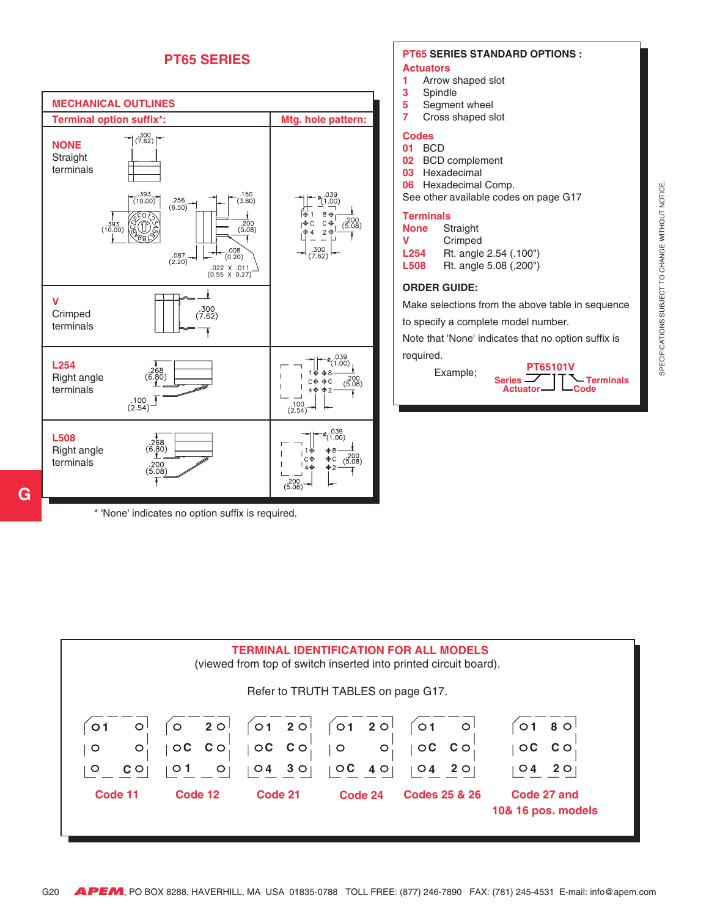# PT65 SERIES

## MECHANICAL OUTLINES

| Terminal option suffix*: | Mtg. hole pattern: |
|---|---|
| **NONE** Straight terminals | |
| **V** Crimped terminals | |
| **L254** Right angle terminals | |
| **L508** Right angle terminals | |

\* 'None' indicates no option suffix is required.

## PT65 SERIES STANDARD OPTIONS :

**Actuators**

- **1** Arrow shaped slot
- **3** Spindle
- **5** Segment wheel
- **7** Cross shaped slot

**Codes**

- **01** BCD
- **02** BCD complement
- **03** Hexadecimal
- **06** Hexadecimal Comp.

See other available codes on page G17

**Terminals**

- **None** Straight
- **V** Crimped
- **L254** Rt. angle 2.54 (.100")
- **L508** Rt. angle 5.08 (,200")

**ORDER GUIDE:**

Make selections from the above table in sequence to specify a complete model number.

Note that 'None' indicates that no option suffix is required.

Example; **PT65101V** (Series – Actuator – Code – Terminals)

SPECIFICATIONS SUBJECT TO CHANGE WITHOUT NOTICE.

## TERMINAL IDENTIFICATION FOR ALL MODELS

(viewed from top of switch inserted into printed circuit board).

Refer to TRUTH TABLES on page G17.

Code 11 · Code 12 · Code 21 · Code 24 · Codes 25 & 26 · Code 27 and 10& 16 pos. models

APEM, PO BOX 8288, HAVERHILL, MA USA 01835-0788 TOLL FREE: (877) 246-7890 FAX: (781) 245-4531 E-mail: info@apem.com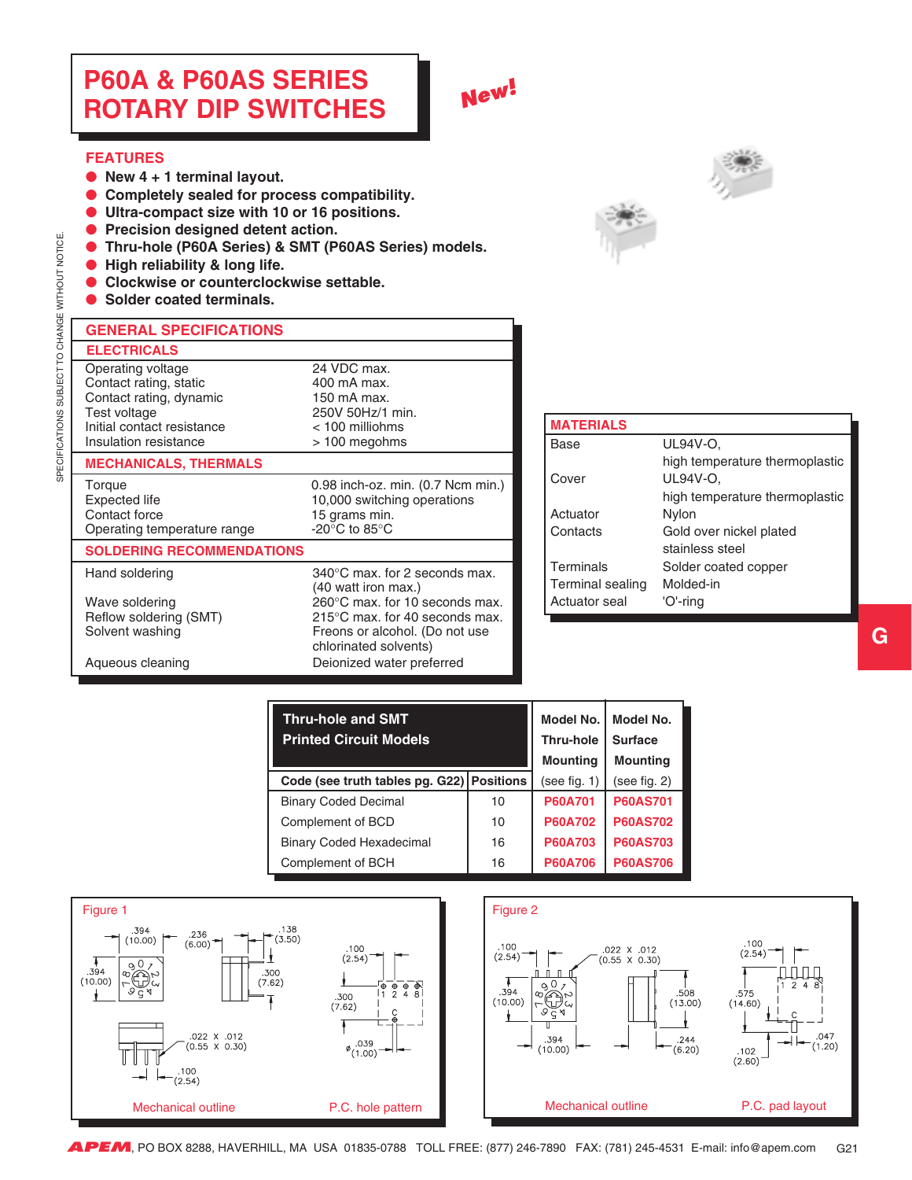# P60A & P60AS SERIES ROTARY DIP SWITCHES

**New!**

## FEATURES

- **New 4 + 1 terminal layout.**
- **Completely sealed for process compatibility.**
- **Ultra-compact size with 10 or 16 positions.**
- **Precision designed detent action.**
- **Thru-hole (P60A Series) & SMT (P60AS Series) models.**
- **High reliability & long life.**
- **Clockwise or counterclockwise settable.**
- **Solder coated terminals.**

## GENERAL SPECIFICATIONS

### ELECTRICALS

| | |
|---|---|
| Operating voltage | 24 VDC max. |
| Contact rating, static | 400 mA max. |
| Contact rating, dynamic | 150 mA max. |
| Test voltage | 250V 50Hz/1 min. |
| Initial contact resistance | < 100 milliohms |
| Insulation resistance | > 100 megohms |

### MECHANICALS, THERMALS

| | |
|---|---|
| Torque | 0.98 inch-oz. min. (0.7 Ncm min.) |
| Expected life | 10,000 switching operations |
| Contact force | 15 grams min. |
| Operating temperature range | -20°C to 85°C |

### SOLDERING RECOMMENDATIONS

| | |
|---|---|
| Hand soldering | 340°C max. for 2 seconds max. (40 watt iron max.) |
| Wave soldering | 260°C max. for 10 seconds max. |
| Reflow soldering (SMT) | 215°C max. for 40 seconds max. |
| Solvent washing | Freons or alcohol. (Do not use chlorinated solvents) |
| Aqueous cleaning | Deionized water preferred |

## MATERIALS

| | |
|---|---|
| Base | UL94V-O, high temperature thermoplastic |
| Cover | UL94V-O, high temperature thermoplastic |
| Actuator | Nylon |
| Contacts | Gold over nickel plated stainless steel |
| Terminals | Solder coated copper |
| Terminal sealing | Molded-in |
| Actuator seal | 'O'-ring |

| Thru-hole and SMT Printed Circuit Models | | Model No. Thru-hole Mounting | Model No. Surface Mounting |
|---|---|---|---|
| Code (see truth tables pg. G22) | Positions | (see fig. 1) | (see fig. 2) |
| Binary Coded Decimal | 10 | P60A701 | P60AS701 |
| Complement of BCD | 10 | P60A702 | P60AS702 |
| Binary Coded Hexadecimal | 16 | P60A703 | P60AS703 |
| Complement of BCH | 16 | P60A706 | P60AS706 |

Figure 1

.394 (10.00) .236 (6.00) .138 (3.50) .394 (10.00) .300 (7.62) .022 X .012 (0.55 X 0.30) .100 (2.54) .100 (2.54) .300 (7.62) .039 (1.00) 1 2 4 8 C

Mechanical outline — P.C. hole pattern

Figure 2

.100 (2.54) .022 X .012 (0.55 X 0.30) .394 (10.00) .508 (13.00) .394 (10.00) .244 (6.20) .100 (2.54) .575 (14.60) 1 2 4 8 C .102 (2.60) .047 (1.20)

Mechanical outline — P.C. pad layout

SPECIFICATIONS SUBJECT TO CHANGE WITHOUT NOTICE.

**APEM**, PO BOX 8288, HAVERHILL, MA USA 01835-0788 TOLL FREE: (877) 246-7890 FAX: (781) 245-4531 E-mail: info@apem.com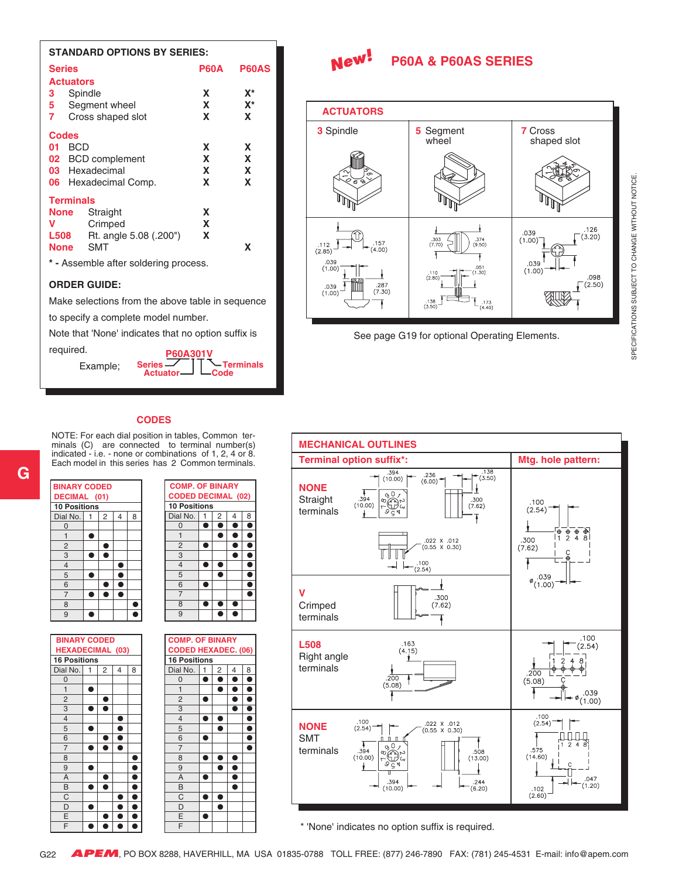## STANDARD OPTIONS BY SERIES:

| Series | | P60A | P60AS |
|---|---|---|---|
| **Actuators** | | | |
| 3 | Spindle | X | X* |
| 5 | Segment wheel | X | X* |
| 7 | Cross shaped slot | X | X |
| **Codes** | | | |
| 01 | BCD | X | X |
| 02 | BCD complement | X | X |
| 03 | Hexadecimal | X | X |
| 06 | Hexadecimal Comp. | X | X |
| **Terminals** | | | |
| None | Straight | X | |
| V | Crimped | X | |
| L508 | Rt. angle 5.08 (.200") | X | |
| None | SMT | | X |

\* - Assemble after soldering process.

**ORDER GUIDE:**

Make selections from the above table in sequence to specify a complete model number.

Note that 'None' indicates that no option suffix is required.

Example; P60A301V — Series, Actuator, Code, Terminals

# New! P60A & P60AS SERIES

## ACTUATORS

3 Spindle | 5 Segment wheel | 7 Cross shaped slot

See page G19 for optional Operating Elements.

SPECIFICATIONS SUBJECT TO CHANGE WITHOUT NOTICE.

## CODES

NOTE: For each dial position in tables, Common terminals (C) are connected to terminal number(s) indicated - i.e. - none or combinations of 1, 2, 4 or 8. Each model in this series has 2 Common terminals.

**BINARY CODED DECIMAL (01)** — 10 Positions

| Dial No. | 1 | 2 | 4 | 8 |
|---|---|---|---|---|
| 0 | | | | |
| 1 | ● | | | |
| 2 | | ● | | |
| 3 | ● | ● | | |
| 4 | | | ● | |
| 5 | ● | | ● | |
| 6 | | ● | ● | |
| 7 | ● | ● | ● | |
| 8 | | | | ● |
| 9 | ● | | | ● |

**COMP. OF BINARY CODED DECIMAL (02)** — 10 Positions

| Dial No. | 1 | 2 | 4 | 8 |
|---|---|---|---|---|
| 0 | ● | ● | ● | ● |
| 1 | | ● | ● | ● |
| 2 | ● | | ● | ● |
| 3 | | | ● | ● |
| 4 | ● | ● | | ● |
| 5 | | ● | | ● |
| 6 | ● | | | ● |
| 7 | | | | ● |
| 8 | ● | ● | ● | |
| 9 | | ● | ● | |

**BINARY CODED HEXADECIMAL (03)** — 16 Positions

| Dial No. | 1 | 2 | 4 | 8 |
|---|---|---|---|---|
| 0 | | | | |
| 1 | ● | | | |
| 2 | | ● | | |
| 3 | ● | ● | | |
| 4 | | | ● | |
| 5 | ● | | ● | |
| 6 | | ● | ● | |
| 7 | ● | ● | ● | |
| 8 | | | | ● |
| 9 | ● | | | ● |
| A | | ● | | ● |
| B | ● | ● | | ● |
| C | | | ● | ● |
| D | ● | | ● | ● |
| E | | ● | ● | ● |
| F | ● | ● | ● | ● |

**COMP. OF BINARY CODED HEXADEC. (06)** — 16 Positions

| Dial No. | 1 | 2 | 4 | 8 |
|---|---|---|---|---|
| 0 | ● | ● | ● | ● |
| 1 | | ● | ● | ● |
| 2 | ● | | ● | ● |
| 3 | | | ● | ● |
| 4 | ● | ● | | ● |
| 5 | | ● | | ● |
| 6 | ● | | | ● |
| 7 | | | | ● |
| 8 | ● | ● | ● | |
| 9 | | ● | ● | |
| A | ● | | ● | |
| B | | | ● | |
| C | ● | ● | | |
| D | | ● | | |
| E | ● | | | |
| F | | | | |

## MECHANICAL OUTLINES

| Terminal option suffix*: | Mtg. hole pattern: |
|---|---|
| **NONE** Straight terminals | |
| **V** Crimped terminals | |
| **L508** Right angle terminals | |
| **NONE** SMT terminals | |

\* 'None' indicates no option suffix is required.

APEM, PO BOX 8288, HAVERHILL, MA USA 01835-0788 TOLL FREE: (877) 246-7890 FAX: (781) 245-4531 E-mail: info@apem.com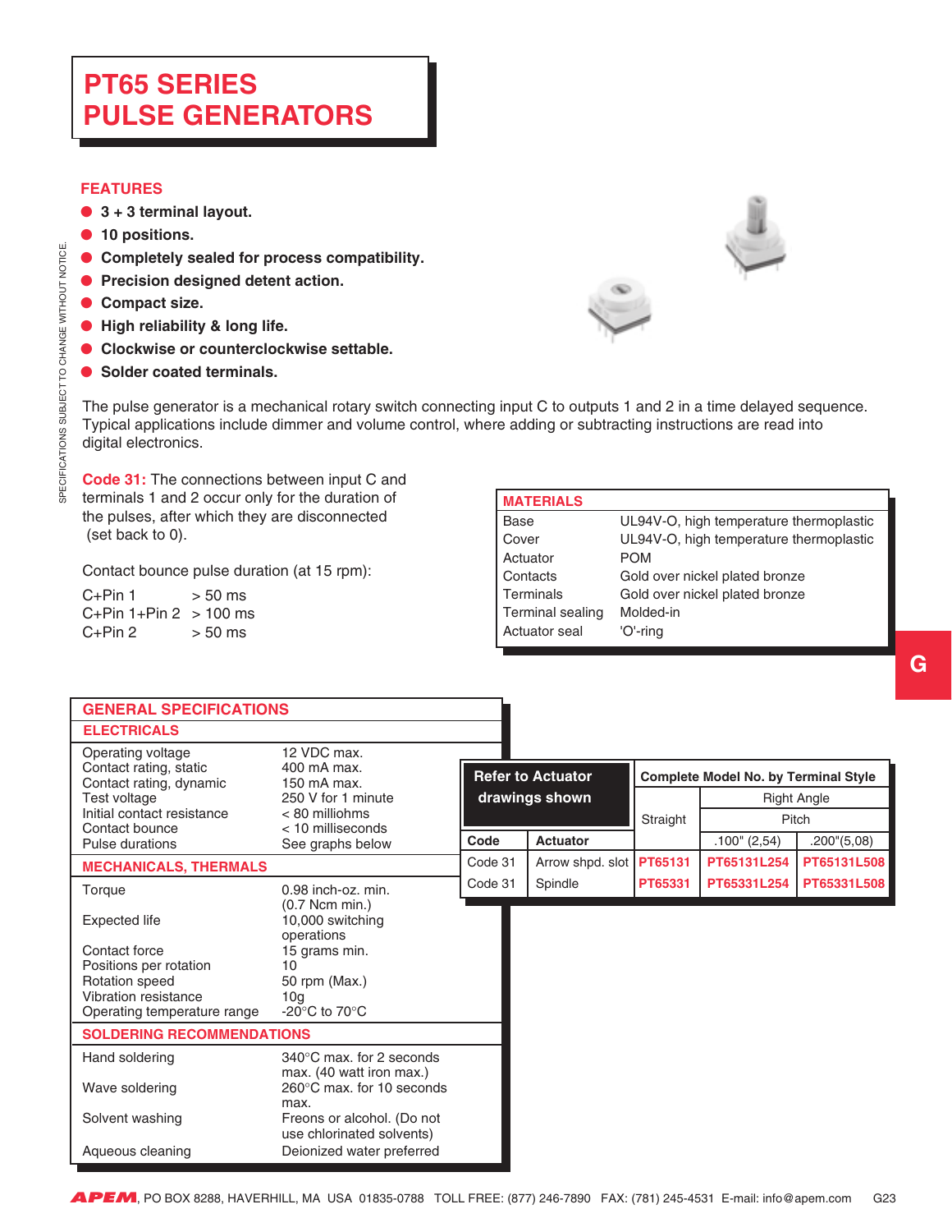# PT65 SERIES PULSE GENERATORS

## FEATURES

- 3 + 3 terminal layout.
- 10 positions.
- Completely sealed for process compatibility.
- Precision designed detent action.
- Compact size.
- High reliability & long life.
- Clockwise or counterclockwise settable.
- Solder coated terminals.

The pulse generator is a mechanical rotary switch connecting input C to outputs 1 and 2 in a time delayed sequence. Typical applications include dimmer and volume control, where adding or subtracting instructions are read into digital electronics.

**Code 31:** The connections between input C and terminals 1 and 2 occur only for the duration of the pulses, after which they are disconnected (set back to 0).

Contact bounce pulse duration (at 15 rpm):

| | |
|---|---|
| C+Pin 1 | > 50 ms |
| C+Pin 1+Pin 2 | > 100 ms |
| C+Pin 2 | > 50 ms |

## MATERIALS

| | |
|---|---|
| Base | UL94V-O, high temperature thermoplastic |
| Cover | UL94V-O, high temperature thermoplastic |
| Actuator | POM |
| Contacts | Gold over nickel plated bronze |
| Terminals | Gold over nickel plated bronze |
| Terminal sealing | Molded-in |
| Actuator seal | 'O'-ring |

## GENERAL SPECIFICATIONS

### ELECTRICALS

| | |
|---|---|
| Operating voltage | 12 VDC max. |
| Contact rating, static | 400 mA max. |
| Contact rating, dynamic | 150 mA max. |
| Test voltage | 250 V for 1 minute |
| Initial contact resistance | < 80 milliohms |
| Contact bounce | < 10 milliseconds |
| Pulse durations | See graphs below |

### MECHANICALS, THERMALS

| | |
|---|---|
| Torque | 0.98 inch-oz. min. (0.7 Ncm min.) |
| Expected life | 10,000 switching operations |
| Contact force | 15 grams min. |
| Positions per rotation | 10 |
| Rotation speed | 50 rpm (Max.) |
| Vibration resistance | 10g |
| Operating temperature range | -20°C to 70°C |

### SOLDERING RECOMMENDATIONS

| | |
|---|---|
| Hand soldering | 340°C max. for 2 seconds max. (40 watt iron max.) |
| Wave soldering | 260°C max. for 10 seconds max. |
| Solvent washing | Freons or alcohol. (Do not use chlorinated solvents) |
| Aqueous cleaning | Deionized water preferred |

| Refer to Actuator drawings shown | | Complete Model No. by Terminal Style | | |
|---|---|---|---|---|
| | | Straight | Right Angle | |
| | | | Pitch | |
| Code | Actuator | | .100" (2,54) | .200"(5,08) |
| Code 31 | Arrow shpd. slot | PT65131 | PT65131L254 | PT65131L508 |
| Code 31 | Spindle | PT65331 | PT65331L254 | PT65331L508 |

APEM, PO BOX 8288, HAVERHILL, MA USA 01835-0788 TOLL FREE: (877) 246-7890 FAX: (781) 245-4531 E-mail: info@apem.com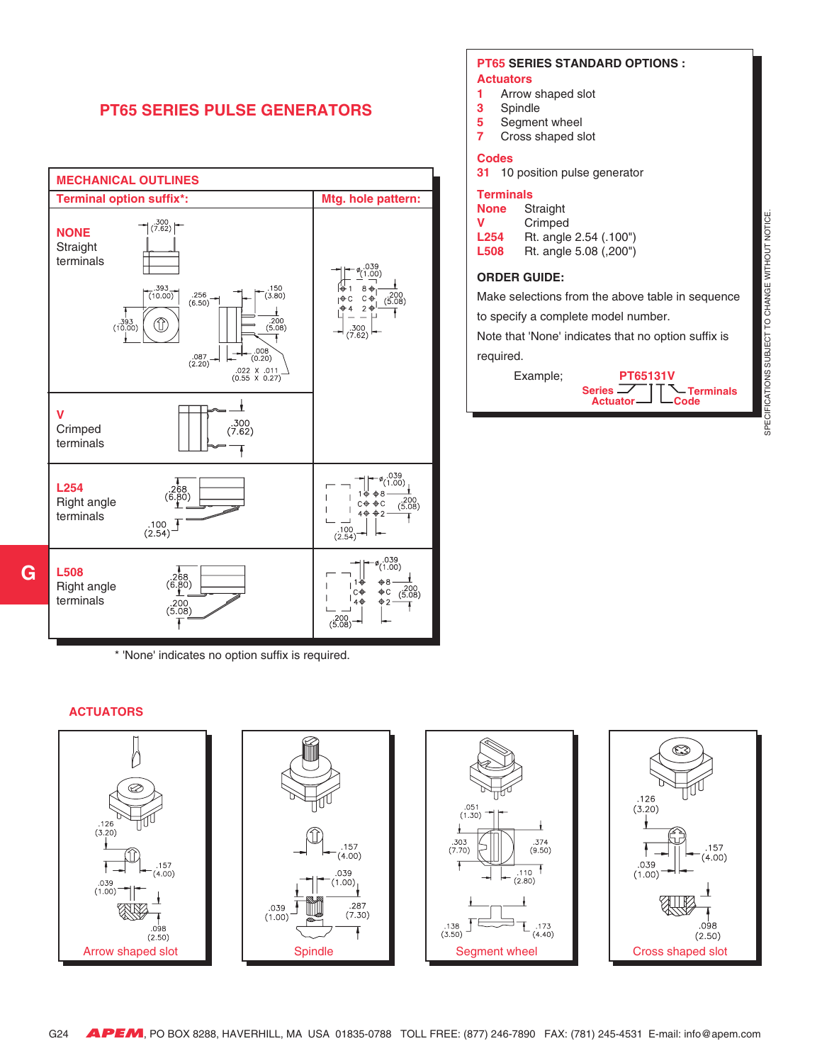# PT65 SERIES PULSE GENERATORS

## MECHANICAL OUTLINES

| Terminal option suffix*: | Mtg. hole pattern: |
|---|---|
| **NONE** Straight terminals | |
| **V** Crimped terminals | |
| **L254** Right angle terminals | |
| **L508** Right angle terminals | |

.300 (7.62)

.393 (10.00)

.256 (6.50)

.150 (3.80)

.393 (10.00)

.200 (5.08)

.087 (2.20)

.008 (0.20)

.022 X .011 (0.55 X 0.27)

ø.039 (1.00)

1 8

C C

4 2

.200 (5.08)

.300 (7.62)

.300 (7.62)

.268 (6.80)

.100 (2.54)

ø.039 (1.00)

1 8

C C

4 2

.200 (5.08)

.100 (2.54)

.268 (6.80)

.200 (5.08)

ø.039 (1.00)

1 8

C C

4 2

.200 (5.08)

.200 (5.08)

\* 'None' indicates no option suffix is required.

## PT65 SERIES STANDARD OPTIONS :

### Actuators

1 Arrow shaped slot
3 Spindle
5 Segment wheel
7 Cross shaped slot

### Codes

31 10 position pulse generator

### Terminals

None Straight
V Crimped
L254 Rt. angle 2.54 (.100")
L508 Rt. angle 5.08 (,200")

### ORDER GUIDE:

Make selections from the above table in sequence to specify a complete model number.

Note that 'None' indicates that no option suffix is required.

Example; PT65131V

Series, Actuator, Code, Terminals

SPECIFICATIONS SUBJECT TO CHANGE WITHOUT NOTICE.

## ACTUATORS

.126 (3.20)

.157 (4.00)

.039 (1.00)

.098 (2.50)

Arrow shaped slot

.157 (4.00)

.039 (1.00)

.039 (1.00)

.287 (7.30)

Spindle

.051 (1.30)

.303 (7.70)

.374 (9.50)

.110 (2.80)

.138 (3.50)

.173 (4.40)

Segment wheel

.126 (3.20)

.157 (4.00)

.039 (1.00)

.098 (2.50)

Cross shaped slot

G24 APEM, PO BOX 8288, HAVERHILL, MA USA 01835-0788 TOLL FREE: (877) 246-7890 FAX: (781) 245-4531 E-mail: info@apem.com